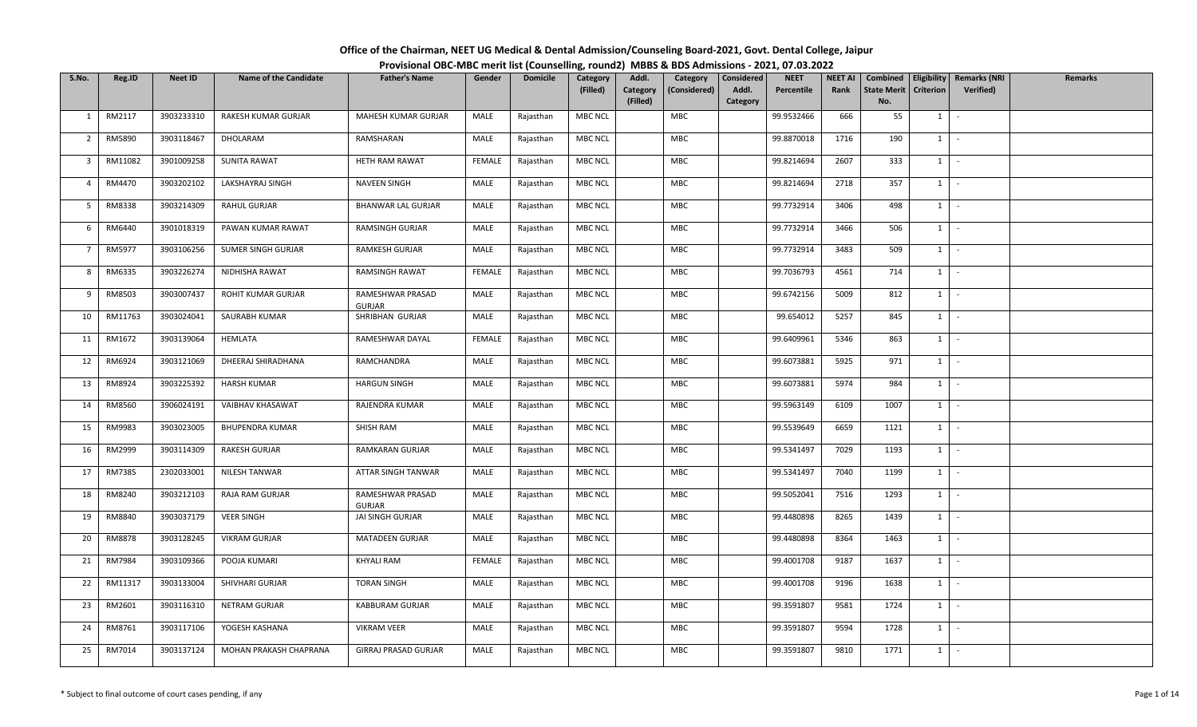# Office of the Chairman, NEET UG Medical & Dental Admission/Counseling Board-2021, Govt. Dental College, Jaipur

## Provisional OBC-MBC merit list (Counselling, round2) MBBS & BDS Admissions - 2021, 07.03.2022

| S.No. | Reg.ID | Neet ID | Name of the Candidate | Father's Name | Gender | Domicile | Category (Filled) | Addl. Category (Filled) | Category (Considered) | Considered Addl. Category | NEET Percentile | NEET AI Rank | Combined State Merit No. | Eligibility Criterion | Remarks (NRI Verified) | Remarks |
|---|---|---|---|---|---|---|---|---|---|---|---|---|---|---|---|---|
| 1 | RM2117 | 3903233310 | RAKESH KUMAR GURJAR | MAHESH KUMAR GURJAR | MALE | Rajasthan | MBC NCL | | MBC | | 99.9532466 | 666 | 55 | 1 | - | |
| 2 | RM5890 | 3903118467 | DHOLARAM | RAMSHARAN | MALE | Rajasthan | MBC NCL | | MBC | | 99.8870018 | 1716 | 190 | 1 | - | |
| 3 | RM11082 | 3901009258 | SUNITA RAWAT | HETH RAM RAWAT | FEMALE | Rajasthan | MBC NCL | | MBC | | 99.8214694 | 2607 | 333 | 1 | - | |
| 4 | RM4470 | 3903202102 | LAKSHAYRAJ SINGH | NAVEEN SINGH | MALE | Rajasthan | MBC NCL | | MBC | | 99.8214694 | 2718 | 357 | 1 | - | |
| 5 | RM8338 | 3903214309 | RAHUL GURJAR | BHANWAR LAL GURJAR | MALE | Rajasthan | MBC NCL | | MBC | | 99.7732914 | 3406 | 498 | 1 | - | |
| 6 | RM6440 | 3901018319 | PAWAN KUMAR RAWAT | RAMSINGH GURJAR | MALE | Rajasthan | MBC NCL | | MBC | | 99.7732914 | 3466 | 506 | 1 | - | |
| 7 | RM5977 | 3903106256 | SUMER SINGH GURJAR | RAMKESH GURJAR | MALE | Rajasthan | MBC NCL | | MBC | | 99.7732914 | 3483 | 509 | 1 | - | |
| 8 | RM6335 | 3903226274 | NIDHISHA RAWAT | RAMSINGH RAWAT | FEMALE | Rajasthan | MBC NCL | | MBC | | 99.7036793 | 4561 | 714 | 1 | - | |
| 9 | RM8503 | 3903007437 | ROHIT KUMAR GURJAR | RAMESHWAR PRASAD GURJAR | MALE | Rajasthan | MBC NCL | | MBC | | 99.6742156 | 5009 | 812 | 1 | - | |
| 10 | RM11763 | 3903024041 | SAURABH KUMAR | SHRIBHAN GURJAR | MALE | Rajasthan | MBC NCL | | MBC | | 99.654012 | 5257 | 845 | 1 | - | |
| 11 | RM1672 | 3903139064 | HEMLATA | RAMESHWAR DAYAL | FEMALE | Rajasthan | MBC NCL | | MBC | | 99.6409961 | 5346 | 863 | 1 | - | |
| 12 | RM6924 | 3903121069 | DHEERAJ SHIRADHANA | RAMCHANDRA | MALE | Rajasthan | MBC NCL | | MBC | | 99.6073881 | 5925 | 971 | 1 | - | |
| 13 | RM8924 | 3903225392 | HARSH KUMAR | HARGUN SINGH | MALE | Rajasthan | MBC NCL | | MBC | | 99.6073881 | 5974 | 984 | 1 | - | |
| 14 | RM8560 | 3906024191 | VAIBHAV KHASAWAT | RAJENDRA KUMAR | MALE | Rajasthan | MBC NCL | | MBC | | 99.5963149 | 6109 | 1007 | 1 | - | |
| 15 | RM9983 | 3903023005 | BHUPENDRA KUMAR | SHISH RAM | MALE | Rajasthan | MBC NCL | | MBC | | 99.5539649 | 6659 | 1121 | 1 | - | |
| 16 | RM2999 | 3903114309 | RAKESH GURJAR | RAMKARAN GURJAR | MALE | Rajasthan | MBC NCL | | MBC | | 99.5341497 | 7029 | 1193 | 1 | - | |
| 17 | RM7385 | 2302033001 | NILESH TANWAR | ATTAR SINGH TANWAR | MALE | Rajasthan | MBC NCL | | MBC | | 99.5341497 | 7040 | 1199 | 1 | - | |
| 18 | RM8240 | 3903212103 | RAJA RAM GURJAR | RAMESHWAR PRASAD GURJAR | MALE | Rajasthan | MBC NCL | | MBC | | 99.5052041 | 7516 | 1293 | 1 | - | |
| 19 | RM8840 | 3903037179 | VEER SINGH | JAI SINGH GURJAR | MALE | Rajasthan | MBC NCL | | MBC | | 99.4480898 | 8265 | 1439 | 1 | - | |
| 20 | RM8878 | 3903128245 | VIKRAM GURJAR | MATADEEN GURJAR | MALE | Rajasthan | MBC NCL | | MBC | | 99.4480898 | 8364 | 1463 | 1 | - | |
| 21 | RM7984 | 3903109366 | POOJA KUMARI | KHYALI RAM | FEMALE | Rajasthan | MBC NCL | | MBC | | 99.4001708 | 9187 | 1637 | 1 | - | |
| 22 | RM11317 | 3903133004 | SHIVHARI GURJAR | TORAN SINGH | MALE | Rajasthan | MBC NCL | | MBC | | 99.4001708 | 9196 | 1638 | 1 | - | |
| 23 | RM2601 | 3903116310 | NETRAM GURJAR | KABBURAM GURJAR | MALE | Rajasthan | MBC NCL | | MBC | | 99.3591807 | 9581 | 1724 | 1 | - | |
| 24 | RM8761 | 3903117106 | YOGESH KASHANA | VIKRAM VEER | MALE | Rajasthan | MBC NCL | | MBC | | 99.3591807 | 9594 | 1728 | 1 | - | |
| 25 | RM7014 | 3903137124 | MOHAN PRAKASH CHAPRANA | GIRRAJ PRASAD GURJAR | MALE | Rajasthan | MBC NCL | | MBC | | 99.3591807 | 9810 | 1771 | 1 | - | |

* Subject to final outcome of court cases pending, if any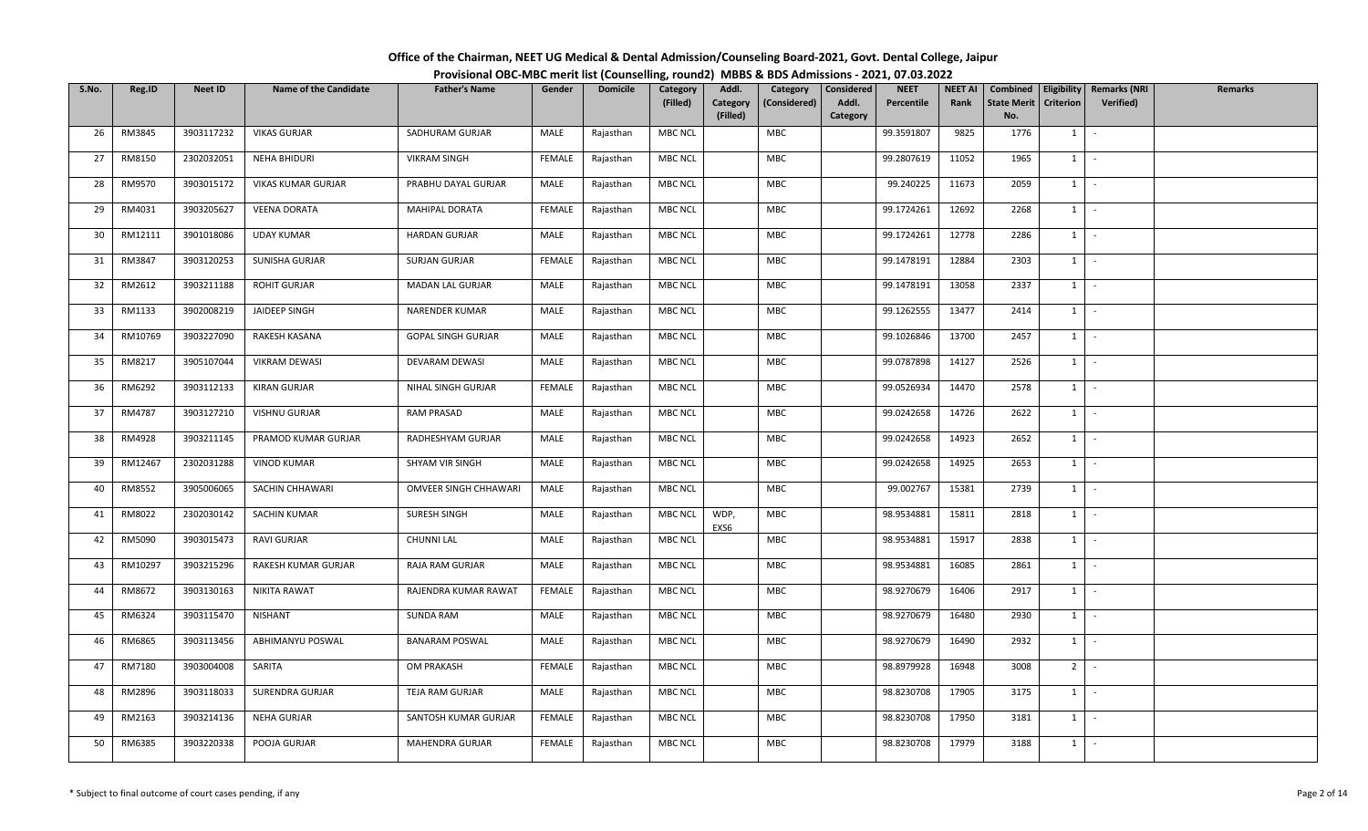# Office of the Chairman, NEET UG Medical & Dental Admission/Counseling Board-2021, Govt. Dental College, Jaipur

## Provisional OBC-MBC merit list (Counselling, round2) MBBS & BDS Admissions - 2021, 07.03.2022

| S.No. | Reg.ID | Neet ID | Name of the Candidate | Father's Name | Gender | Domicile | Category (Filled) | Addl. Category (Filled) | Category (Considered) | Considered Addl. Category | NEET Percentile | NEET AI Rank | Combined State Merit No. | Eligibility Criterion | Remarks (NRI Verified) | Remarks |
|---|---|---|---|---|---|---|---|---|---|---|---|---|---|---|---|---|
| 26 | RM3845 | 3903117232 | VIKAS GURJAR | SADHURAM GURJAR | MALE | Rajasthan | MBC NCL | | MBC | | 99.3591807 | 9825 | 1776 | 1 | - | |
| 27 | RM8150 | 2302032051 | NEHA BHIDURI | VIKRAM SINGH | FEMALE | Rajasthan | MBC NCL | | MBC | | 99.2807619 | 11052 | 1965 | 1 | - | |
| 28 | RM9570 | 3903015172 | VIKAS KUMAR GURJAR | PRABHU DAYAL GURJAR | MALE | Rajasthan | MBC NCL | | MBC | | 99.240225 | 11673 | 2059 | 1 | - | |
| 29 | RM4031 | 3903205627 | VEENA DORATA | MAHIPAL DORATA | FEMALE | Rajasthan | MBC NCL | | MBC | | 99.1724261 | 12692 | 2268 | 1 | - | |
| 30 | RM12111 | 3901018086 | UDAY KUMAR | HARDAN GURJAR | MALE | Rajasthan | MBC NCL | | MBC | | 99.1724261 | 12778 | 2286 | 1 | - | |
| 31 | RM3847 | 3903120253 | SUNISHA GURJAR | SURJAN GURJAR | FEMALE | Rajasthan | MBC NCL | | MBC | | 99.1478191 | 12884 | 2303 | 1 | - | |
| 32 | RM2612 | 3903211188 | ROHIT GURJAR | MADAN LAL GURJAR | MALE | Rajasthan | MBC NCL | | MBC | | 99.1478191 | 13058 | 2337 | 1 | - | |
| 33 | RM1133 | 3902008219 | JAIDEEP SINGH | NARENDER KUMAR | MALE | Rajasthan | MBC NCL | | MBC | | 99.1262555 | 13477 | 2414 | 1 | - | |
| 34 | RM10769 | 3903227090 | RAKESH KASANA | GOPAL SINGH GURJAR | MALE | Rajasthan | MBC NCL | | MBC | | 99.1026846 | 13700 | 2457 | 1 | - | |
| 35 | RM8217 | 3905107044 | VIKRAM DEWASI | DEVARAM DEWASI | MALE | Rajasthan | MBC NCL | | MBC | | 99.0787898 | 14127 | 2526 | 1 | - | |
| 36 | RM6292 | 3903112133 | KIRAN GURJAR | NIHAL SINGH GURJAR | FEMALE | Rajasthan | MBC NCL | | MBC | | 99.0526934 | 14470 | 2578 | 1 | - | |
| 37 | RM4787 | 3903127210 | VISHNU GURJAR | RAM PRASAD | MALE | Rajasthan | MBC NCL | | MBC | | 99.0242658 | 14726 | 2622 | 1 | - | |
| 38 | RM4928 | 3903211145 | PRAMOD KUMAR GURJAR | RADHESHYAM GURJAR | MALE | Rajasthan | MBC NCL | | MBC | | 99.0242658 | 14923 | 2652 | 1 | - | |
| 39 | RM12467 | 2302031288 | VINOD KUMAR | SHYAM VIR SINGH | MALE | Rajasthan | MBC NCL | | MBC | | 99.0242658 | 14925 | 2653 | 1 | - | |
| 40 | RM8552 | 3905006065 | SACHIN CHHAWARI | OMVEER SINGH CHHAWARI | MALE | Rajasthan | MBC NCL | | MBC | | 99.002767 | 15381 | 2739 | 1 | - | |
| 41 | RM8022 | 2302030142 | SACHIN KUMAR | SURESH SINGH | MALE | Rajasthan | MBC NCL | WDP, EXS6 | MBC | | 98.9534881 | 15811 | 2818 | 1 | - | |
| 42 | RM5090 | 3903015473 | RAVI GURJAR | CHUNNI LAL | MALE | Rajasthan | MBC NCL | | MBC | | 98.9534881 | 15917 | 2838 | 1 | - | |
| 43 | RM10297 | 3903215296 | RAKESH KUMAR GURJAR | RAJA RAM GURJAR | MALE | Rajasthan | MBC NCL | | MBC | | 98.9534881 | 16085 | 2861 | 1 | - | |
| 44 | RM8672 | 3903130163 | NIKITA RAWAT | RAJENDRA KUMAR RAWAT | FEMALE | Rajasthan | MBC NCL | | MBC | | 98.9270679 | 16406 | 2917 | 1 | - | |
| 45 | RM6324 | 3903115470 | NISHANT | SUNDA RAM | MALE | Rajasthan | MBC NCL | | MBC | | 98.9270679 | 16480 | 2930 | 1 | - | |
| 46 | RM6865 | 3903113456 | ABHIMANYU POSWAL | BANARAM POSWAL | MALE | Rajasthan | MBC NCL | | MBC | | 98.9270679 | 16490 | 2932 | 1 | - | |
| 47 | RM7180 | 3903004008 | SARITA | OM PRAKASH | FEMALE | Rajasthan | MBC NCL | | MBC | | 98.8979928 | 16948 | 3008 | 2 | - | |
| 48 | RM2896 | 3903118033 | SURENDRA GURJAR | TEJA RAM GURJAR | MALE | Rajasthan | MBC NCL | | MBC | | 98.8230708 | 17905 | 3175 | 1 | - | |
| 49 | RM2163 | 3903214136 | NEHA GURJAR | SANTOSH KUMAR GURJAR | FEMALE | Rajasthan | MBC NCL | | MBC | | 98.8230708 | 17950 | 3181 | 1 | - | |
| 50 | RM6385 | 3903220338 | POOJA GURJAR | MAHENDRA GURJAR | FEMALE | Rajasthan | MBC NCL | | MBC | | 98.8230708 | 17979 | 3188 | 1 | - | |

\* Subject to final outcome of court cases pending, if any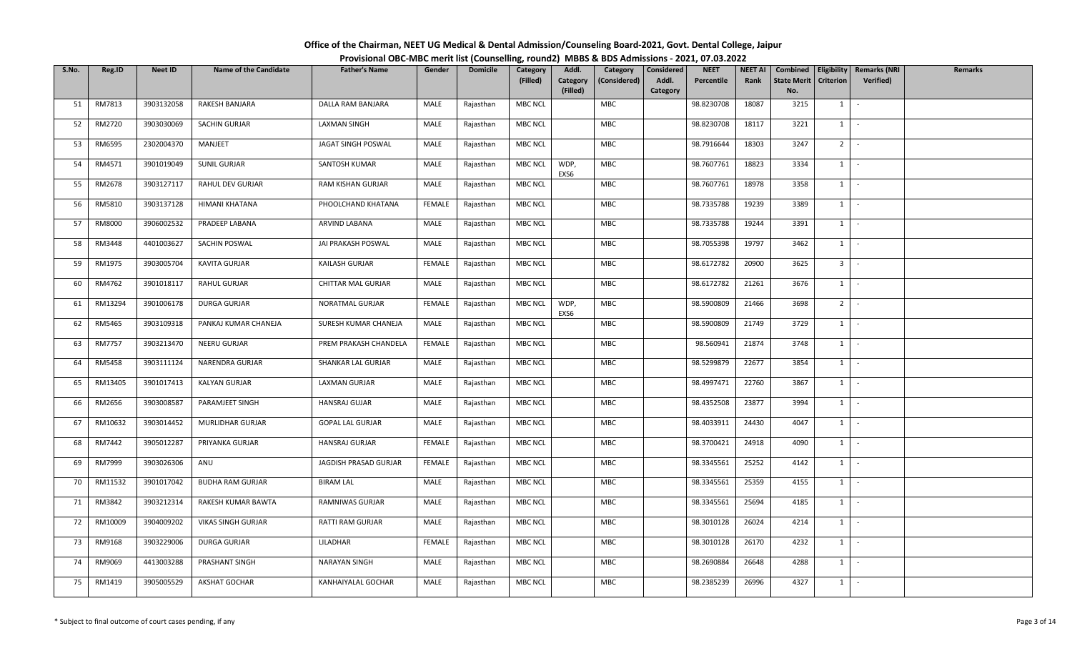**Office of the Chairman, NEET UG Medical & Dental Admission/Counseling Board-2021, Govt. Dental College, Jaipur**

**Provisional OBC-MBC merit list (Counselling, round2) MBBS & BDS Admissions - 2021, 07.03.2022**

| S.No. | Reg.ID | Neet ID | Name of the Candidate | Father's Name | Gender | Domicile | Category (Filled) | Addl. Category (Filled) | Category (Considered) | Considered Addl. Category | NEET Percentile | NEET AI Rank | Combined State Merit No. | Eligibility Criterion | Remarks (NRI Verified) | Remarks |
|---|---|---|---|---|---|---|---|---|---|---|---|---|---|---|---|---|
| 51 | RM7813 | 3903132058 | RAKESH BANJARA | DALLA RAM BANJARA | MALE | Rajasthan | MBC NCL | | MBC | | 98.8230708 | 18087 | 3215 | 1 | - | |
| 52 | RM2720 | 3903030069 | SACHIN GURJAR | LAXMAN SINGH | MALE | Rajasthan | MBC NCL | | MBC | | 98.8230708 | 18117 | 3221 | 1 | - | |
| 53 | RM6595 | 2302004370 | MANJEET | JAGAT SINGH POSWAL | MALE | Rajasthan | MBC NCL | | MBC | | 98.7916644 | 18303 | 3247 | 2 | - | |
| 54 | RM4571 | 3901019049 | SUNIL GURJAR | SANTOSH KUMAR | MALE | Rajasthan | MBC NCL | WDP, EXS6 | MBC | | 98.7607761 | 18823 | 3334 | 1 | - | |
| 55 | RM2678 | 3903127117 | RAHUL DEV GURJAR | RAM KISHAN GURJAR | MALE | Rajasthan | MBC NCL | | MBC | | 98.7607761 | 18978 | 3358 | 1 | - | |
| 56 | RM5810 | 3903137128 | HIMANI KHATANA | PHOOLCHAND KHATANA | FEMALE | Rajasthan | MBC NCL | | MBC | | 98.7335788 | 19239 | 3389 | 1 | - | |
| 57 | RM8000 | 3906002532 | PRADEEP LABANA | ARVIND LABANA | MALE | Rajasthan | MBC NCL | | MBC | | 98.7335788 | 19244 | 3391 | 1 | - | |
| 58 | RM3448 | 4401003627 | SACHIN POSWAL | JAI PRAKASH POSWAL | MALE | Rajasthan | MBC NCL | | MBC | | 98.7055398 | 19797 | 3462 | 1 | - | |
| 59 | RM1975 | 3903005704 | KAVITA GURJAR | KAILASH GURJAR | FEMALE | Rajasthan | MBC NCL | | MBC | | 98.6172782 | 20900 | 3625 | 3 | - | |
| 60 | RM4762 | 3901018117 | RAHUL GURJAR | CHITTAR MAL GURJAR | MALE | Rajasthan | MBC NCL | | MBC | | 98.6172782 | 21261 | 3676 | 1 | - | |
| 61 | RM13294 | 3901006178 | DURGA GURJAR | NORATMAL GURJAR | FEMALE | Rajasthan | MBC NCL | WDP, EXS6 | MBC | | 98.5900809 | 21466 | 3698 | 2 | - | |
| 62 | RM5465 | 3903109318 | PANKAJ KUMAR CHANEJA | SURESH KUMAR CHANEJA | MALE | Rajasthan | MBC NCL | | MBC | | 98.5900809 | 21749 | 3729 | 1 | - | |
| 63 | RM7757 | 3903213470 | NEERU GURJAR | PREM PRAKASH CHANDELA | FEMALE | Rajasthan | MBC NCL | | MBC | | 98.560941 | 21874 | 3748 | 1 | - | |
| 64 | RM5458 | 3903111124 | NARENDRA GURJAR | SHANKAR LAL GURJAR | MALE | Rajasthan | MBC NCL | | MBC | | 98.5299879 | 22677 | 3854 | 1 | - | |
| 65 | RM13405 | 3901017413 | KALYAN GURJAR | LAXMAN GURJAR | MALE | Rajasthan | MBC NCL | | MBC | | 98.4997471 | 22760 | 3867 | 1 | - | |
| 66 | RM2656 | 3903008587 | PARAMJEET SINGH | HANSRAJ GUJAR | MALE | Rajasthan | MBC NCL | | MBC | | 98.4352508 | 23877 | 3994 | 1 | - | |
| 67 | RM10632 | 3903014452 | MURLIDHAR GURJAR | GOPAL LAL GURJAR | MALE | Rajasthan | MBC NCL | | MBC | | 98.4033911 | 24430 | 4047 | 1 | - | |
| 68 | RM7442 | 3905012287 | PRIYANKA GURJAR | HANSRAJ GURJAR | FEMALE | Rajasthan | MBC NCL | | MBC | | 98.3700421 | 24918 | 4090 | 1 | - | |
| 69 | RM7999 | 3903026306 | ANU | JAGDISH PRASAD GURJAR | FEMALE | Rajasthan | MBC NCL | | MBC | | 98.3345561 | 25252 | 4142 | 1 | - | |
| 70 | RM11532 | 3901017042 | BUDHA RAM GURJAR | BIRAM LAL | MALE | Rajasthan | MBC NCL | | MBC | | 98.3345561 | 25359 | 4155 | 1 | - | |
| 71 | RM3842 | 3903212314 | RAKESH KUMAR BAWTA | RAMNIWAS GURJAR | MALE | Rajasthan | MBC NCL | | MBC | | 98.3345561 | 25694 | 4185 | 1 | - | |
| 72 | RM10009 | 3904009202 | VIKAS SINGH GURJAR | RATTI RAM GURJAR | MALE | Rajasthan | MBC NCL | | MBC | | 98.3010128 | 26024 | 4214 | 1 | - | |
| 73 | RM9168 | 3903229006 | DURGA GURJAR | LILADHAR | FEMALE | Rajasthan | MBC NCL | | MBC | | 98.3010128 | 26170 | 4232 | 1 | - | |
| 74 | RM9069 | 4413003288 | PRASHANT SINGH | NARAYAN SINGH | MALE | Rajasthan | MBC NCL | | MBC | | 98.2690884 | 26648 | 4288 | 1 | - | |
| 75 | RM1419 | 3905005529 | AKSHAT GOCHAR | KANHAIYALAL GOCHAR | MALE | Rajasthan | MBC NCL | | MBC | | 98.2385239 | 26996 | 4327 | 1 | - | |

\* Subject to final outcome of court cases pending, if any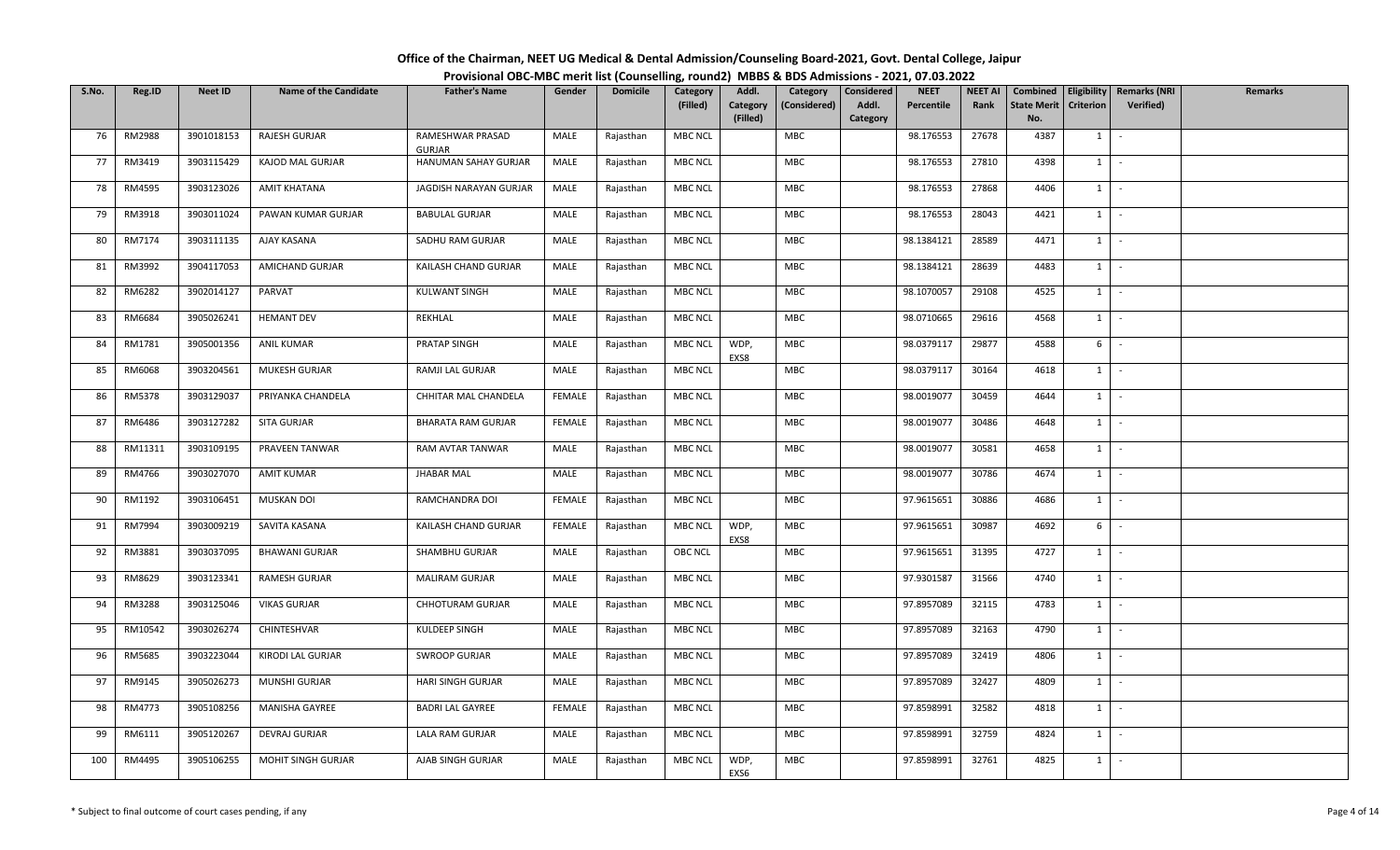# Office of the Chairman, NEET UG Medical & Dental Admission/Counseling Board-2021, Govt. Dental College, Jaipur

## Provisional OBC-MBC merit list (Counselling, round2) MBBS & BDS Admissions - 2021, 07.03.2022

| S.No. | Reg.ID | Neet ID | Name of the Candidate | Father's Name | Gender | Domicile | Category (Filled) | Addl. Category (Filled) | Category (Considered) | Considered Addl. Category | NEET Percentile | NEET AI Rank | Combined State Merit No. | Eligibility Criterion | Remarks (NRI Verified) | Remarks |
|---|---|---|---|---|---|---|---|---|---|---|---|---|---|---|---|---|
| 76 | RM2988 | 3901018153 | RAJESH GURJAR | RAMESHWAR PRASAD GURJAR | MALE | Rajasthan | MBC NCL | | MBC | | 98.176553 | 27678 | 4387 | 1 | - | |
| 77 | RM3419 | 3903115429 | KAJOD MAL GURJAR | HANUMAN SAHAY GURJAR | MALE | Rajasthan | MBC NCL | | MBC | | 98.176553 | 27810 | 4398 | 1 | - | |
| 78 | RM4595 | 3903123026 | AMIT KHATANA | JAGDISH NARAYAN GURJAR | MALE | Rajasthan | MBC NCL | | MBC | | 98.176553 | 27868 | 4406 | 1 | - | |
| 79 | RM3918 | 3903011024 | PAWAN KUMAR GURJAR | BABULAL GURJAR | MALE | Rajasthan | MBC NCL | | MBC | | 98.176553 | 28043 | 4421 | 1 | - | |
| 80 | RM7174 | 3903111135 | AJAY KASANA | SADHU RAM GURJAR | MALE | Rajasthan | MBC NCL | | MBC | | 98.1384121 | 28589 | 4471 | 1 | - | |
| 81 | RM3992 | 3904117053 | AMICHAND GURJAR | KAILASH CHAND GURJAR | MALE | Rajasthan | MBC NCL | | MBC | | 98.1384121 | 28639 | 4483 | 1 | - | |
| 82 | RM6282 | 3902014127 | PARVAT | KULWANT SINGH | MALE | Rajasthan | MBC NCL | | MBC | | 98.1070057 | 29108 | 4525 | 1 | - | |
| 83 | RM6684 | 3905026241 | HEMANT DEV | REKHLAL | MALE | Rajasthan | MBC NCL | | MBC | | 98.0710665 | 29616 | 4568 | 1 | - | |
| 84 | RM1781 | 3905001356 | ANIL KUMAR | PRATAP SINGH | MALE | Rajasthan | MBC NCL | WDP, EXS8 | MBC | | 98.0379117 | 29877 | 4588 | 6 | - | |
| 85 | RM6068 | 3903204561 | MUKESH GURJAR | RAMJI LAL GURJAR | MALE | Rajasthan | MBC NCL | | MBC | | 98.0379117 | 30164 | 4618 | 1 | - | |
| 86 | RM5378 | 3903129037 | PRIYANKA CHANDELA | CHHITAR MAL CHANDELA | FEMALE | Rajasthan | MBC NCL | | MBC | | 98.0019077 | 30459 | 4644 | 1 | - | |
| 87 | RM6486 | 3903127282 | SITA GURJAR | BHARATA RAM GURJAR | FEMALE | Rajasthan | MBC NCL | | MBC | | 98.0019077 | 30486 | 4648 | 1 | - | |
| 88 | RM11311 | 3903109195 | PRAVEEN TANWAR | RAM AVTAR TANWAR | MALE | Rajasthan | MBC NCL | | MBC | | 98.0019077 | 30581 | 4658 | 1 | - | |
| 89 | RM4766 | 3903027070 | AMIT KUMAR | JHABAR MAL | MALE | Rajasthan | MBC NCL | | MBC | | 98.0019077 | 30786 | 4674 | 1 | - | |
| 90 | RM1192 | 3903106451 | MUSKAN DOI | RAMCHANDRA DOI | FEMALE | Rajasthan | MBC NCL | | MBC | | 97.9615651 | 30886 | 4686 | 1 | - | |
| 91 | RM7994 | 3903009219 | SAVITA KASANA | KAILASH CHAND GURJAR | FEMALE | Rajasthan | MBC NCL | WDP, EXS8 | MBC | | 97.9615651 | 30987 | 4692 | 6 | - | |
| 92 | RM3881 | 3903037095 | BHAWANI GURJAR | SHAMBHU GURJAR | MALE | Rajasthan | OBC NCL | | MBC | | 97.9615651 | 31395 | 4727 | 1 | - | |
| 93 | RM8629 | 3903123341 | RAMESH GURJAR | MALIRAM GURJAR | MALE | Rajasthan | MBC NCL | | MBC | | 97.9301587 | 31566 | 4740 | 1 | - | |
| 94 | RM3288 | 3903125046 | VIKAS GURJAR | CHHOTURAM GURJAR | MALE | Rajasthan | MBC NCL | | MBC | | 97.8957089 | 32115 | 4783 | 1 | - | |
| 95 | RM10542 | 3903026274 | CHINTESHVAR | KULDEEP SINGH | MALE | Rajasthan | MBC NCL | | MBC | | 97.8957089 | 32163 | 4790 | 1 | - | |
| 96 | RM5685 | 3903223044 | KIRODI LAL GURJAR | SWROOP GURJAR | MALE | Rajasthan | MBC NCL | | MBC | | 97.8957089 | 32419 | 4806 | 1 | - | |
| 97 | RM9145 | 3905026273 | MUNSHI GURJAR | HARI SINGH GURJAR | MALE | Rajasthan | MBC NCL | | MBC | | 97.8957089 | 32427 | 4809 | 1 | - | |
| 98 | RM4773 | 3905108256 | MANISHA GAYREE | BADRI LAL GAYREE | FEMALE | Rajasthan | MBC NCL | | MBC | | 97.8598991 | 32582 | 4818 | 1 | - | |
| 99 | RM6111 | 3905120267 | DEVRAJ GURJAR | LALA RAM GURJAR | MALE | Rajasthan | MBC NCL | | MBC | | 97.8598991 | 32759 | 4824 | 1 | - | |
| 100 | RM4495 | 3905106255 | MOHIT SINGH GURJAR | AJAB SINGH GURJAR | MALE | Rajasthan | MBC NCL | WDP, EXS6 | MBC | | 97.8598991 | 32761 | 4825 | 1 | - | |

\* Subject to final outcome of court cases pending, if any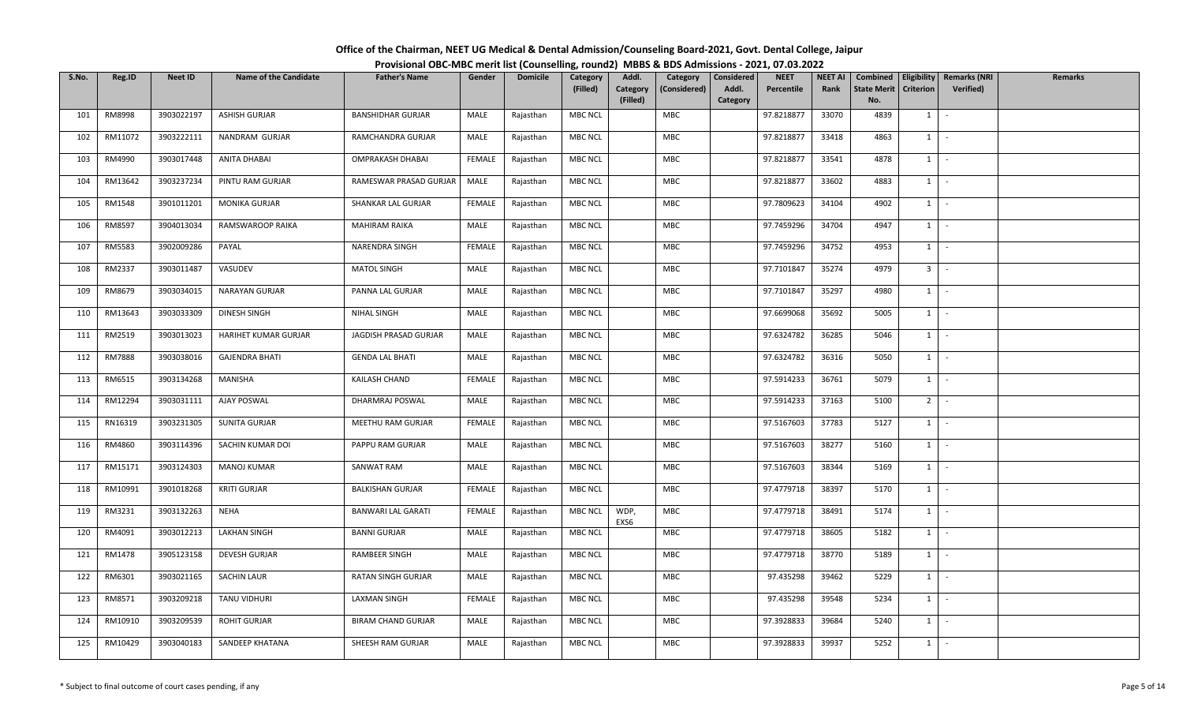# Office of the Chairman, NEET UG Medical & Dental Admission/Counseling Board-2021, Govt. Dental College, Jaipur

## Provisional OBC-MBC merit list (Counselling, round2) MBBS & BDS Admissions - 2021, 07.03.2022

| S.No. | Reg.ID | Neet ID | Name of the Candidate | Father's Name | Gender | Domicile | Category (Filled) | Addl. Category (Filled) | Category (Considered) | Considered Addl. Category | NEET Percentile | NEET AI Rank | Combined State Merit No. | Eligibility Criterion | Remarks (NRI Verified) | Remarks |
|---|---|---|---|---|---|---|---|---|---|---|---|---|---|---|---|---|
| 101 | RM8998 | 3903022197 | ASHISH GURJAR | BANSHIDHAR GURJAR | MALE | Rajasthan | MBC NCL | | MBC | | 97.8218877 | 33070 | 4839 | 1 | - | |
| 102 | RM11072 | 3903222111 | NANDRAM GURJAR | RAMCHANDRA GURJAR | MALE | Rajasthan | MBC NCL | | MBC | | 97.8218877 | 33418 | 4863 | 1 | - | |
| 103 | RM4990 | 3903017448 | ANITA DHABAI | OMPRAKASH DHABAI | FEMALE | Rajasthan | MBC NCL | | MBC | | 97.8218877 | 33541 | 4878 | 1 | - | |
| 104 | RM13642 | 3903237234 | PINTU RAM GURJAR | RAMESWAR PRASAD GURJAR | MALE | Rajasthan | MBC NCL | | MBC | | 97.8218877 | 33602 | 4883 | 1 | - | |
| 105 | RM1548 | 3901011201 | MONIKA GURJAR | SHANKAR LAL GURJAR | FEMALE | Rajasthan | MBC NCL | | MBC | | 97.7809623 | 34104 | 4902 | 1 | - | |
| 106 | RM8597 | 3904013034 | RAMSWAROOP RAIKA | MAHIRAM RAIKA | MALE | Rajasthan | MBC NCL | | MBC | | 97.7459296 | 34704 | 4947 | 1 | - | |
| 107 | RM5583 | 3902009286 | PAYAL | NARENDRA SINGH | FEMALE | Rajasthan | MBC NCL | | MBC | | 97.7459296 | 34752 | 4953 | 1 | - | |
| 108 | RM2337 | 3903011487 | VASUDEV | MATOL SINGH | MALE | Rajasthan | MBC NCL | | MBC | | 97.7101847 | 35274 | 4979 | 3 | - | |
| 109 | RM8679 | 3903034015 | NARAYAN GURJAR | PANNA LAL GURJAR | MALE | Rajasthan | MBC NCL | | MBC | | 97.7101847 | 35297 | 4980 | 1 | - | |
| 110 | RM13643 | 3903033309 | DINESH SINGH | NIHAL SINGH | MALE | Rajasthan | MBC NCL | | MBC | | 97.6699068 | 35692 | 5005 | 1 | - | |
| 111 | RM2519 | 3903013023 | HARIHET KUMAR GURJAR | JAGDISH PRASAD GURJAR | MALE | Rajasthan | MBC NCL | | MBC | | 97.6324782 | 36285 | 5046 | 1 | - | |
| 112 | RM7888 | 3903038016 | GAJENDRA BHATI | GENDA LAL BHATI | MALE | Rajasthan | MBC NCL | | MBC | | 97.6324782 | 36316 | 5050 | 1 | - | |
| 113 | RM6515 | 3903134268 | MANISHA | KAILASH CHAND | FEMALE | Rajasthan | MBC NCL | | MBC | | 97.5914233 | 36761 | 5079 | 1 | - | |
| 114 | RM12294 | 3903031111 | AJAY POSWAL | DHARMRAJ POSWAL | MALE | Rajasthan | MBC NCL | | MBC | | 97.5914233 | 37163 | 5100 | 2 | - | |
| 115 | RN16319 | 3903231305 | SUNITA GURJAR | MEETHU RAM GURJAR | FEMALE | Rajasthan | MBC NCL | | MBC | | 97.5167603 | 37783 | 5127 | 1 | - | |
| 116 | RM4860 | 3903114396 | SACHIN KUMAR DOI | PAPPU RAM GURJAR | MALE | Rajasthan | MBC NCL | | MBC | | 97.5167603 | 38277 | 5160 | 1 | - | |
| 117 | RM15171 | 3903124303 | MANOJ KUMAR | SANWAT RAM | MALE | Rajasthan | MBC NCL | | MBC | | 97.5167603 | 38344 | 5169 | 1 | - | |
| 118 | RM10991 | 3901018268 | KRITI GURJAR | BALKISHAN GURJAR | FEMALE | Rajasthan | MBC NCL | | MBC | | 97.4779718 | 38397 | 5170 | 1 | - | |
| 119 | RM3231 | 3903132263 | NEHA | BANWARI LAL GARATI | FEMALE | Rajasthan | MBC NCL | WDP, EXS6 | MBC | | 97.4779718 | 38491 | 5174 | 1 | - | |
| 120 | RM4091 | 3903012213 | LAKHAN SINGH | BANNI GURJAR | MALE | Rajasthan | MBC NCL | | MBC | | 97.4779718 | 38605 | 5182 | 1 | - | |
| 121 | RM1478 | 3905123158 | DEVESH GURJAR | RAMBEER SINGH | MALE | Rajasthan | MBC NCL | | MBC | | 97.4779718 | 38770 | 5189 | 1 | - | |
| 122 | RM6301 | 3903021165 | SACHIN LAUR | RATAN SINGH GURJAR | MALE | Rajasthan | MBC NCL | | MBC | | 97.435298 | 39462 | 5229 | 1 | - | |
| 123 | RM8571 | 3903209218 | TANU VIDHURI | LAXMAN SINGH | FEMALE | Rajasthan | MBC NCL | | MBC | | 97.435298 | 39548 | 5234 | 1 | - | |
| 124 | RM10910 | 3903209539 | ROHIT GURJAR | BIRAM CHAND GURJAR | MALE | Rajasthan | MBC NCL | | MBC | | 97.3928833 | 39684 | 5240 | 1 | - | |
| 125 | RM10429 | 3903040183 | SANDEEP KHATANA | SHEESH RAM GURJAR | MALE | Rajasthan | MBC NCL | | MBC | | 97.3928833 | 39937 | 5252 | 1 | - | |

\* Subject to final outcome of court cases pending, if any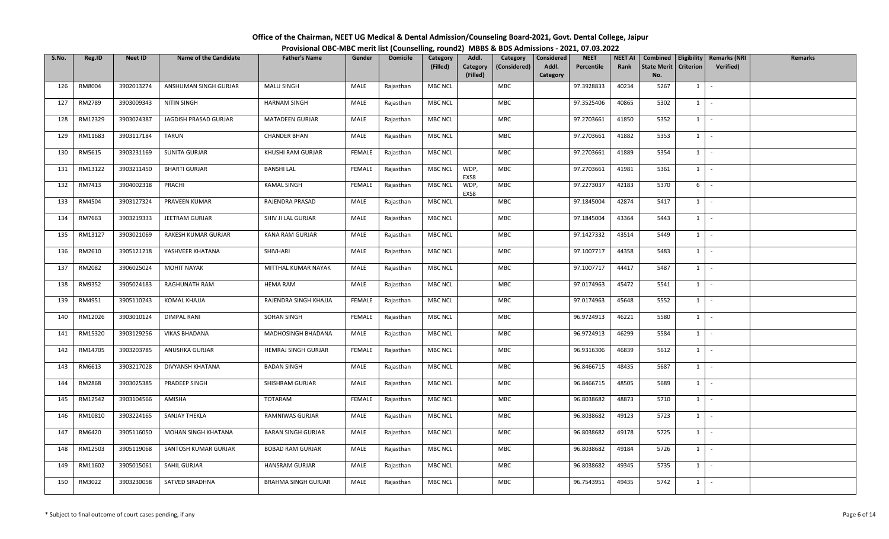# Office of the Chairman, NEET UG Medical & Dental Admission/Counseling Board-2021, Govt. Dental College, Jaipur

## Provisional OBC-MBC merit list (Counselling, round2) MBBS & BDS Admissions - 2021, 07.03.2022

| S.No. | Reg.ID | Neet ID | Name of the Candidate | Father's Name | Gender | Domicile | Category (Filled) | Addl. Category (Filled) | Category (Considered) | Considered Addl. Category | NEET Percentile | NEET AI Rank | Combined State Merit No. | Eligibility Criterion | Remarks (NRI Verified) | Remarks |
|---|---|---|---|---|---|---|---|---|---|---|---|---|---|---|---|---|
| 126 | RM8004 | 3902013274 | ANSHUMAN SINGH GURJAR | MALU SINGH | MALE | Rajasthan | MBC NCL | | MBC | | 97.3928833 | 40234 | 5267 | 1 | - | |
| 127 | RM2789 | 3903009343 | NITIN SINGH | HARNAM SINGH | MALE | Rajasthan | MBC NCL | | MBC | | 97.3525406 | 40865 | 5302 | 1 | - | |
| 128 | RM12329 | 3903024387 | JAGDISH PRASAD GURJAR | MATADEEN GURJAR | MALE | Rajasthan | MBC NCL | | MBC | | 97.2703661 | 41850 | 5352 | 1 | - | |
| 129 | RM11683 | 3903117184 | TARUN | CHANDER BHAN | MALE | Rajasthan | MBC NCL | | MBC | | 97.2703661 | 41882 | 5353 | 1 | - | |
| 130 | RM5615 | 3903231169 | SUNITA GURJAR | KHUSHI RAM GURJAR | FEMALE | Rajasthan | MBC NCL | | MBC | | 97.2703661 | 41889 | 5354 | 1 | - | |
| 131 | RM13122 | 3903211450 | BHARTI GURJAR | BANSHI LAL | FEMALE | Rajasthan | MBC NCL | WDP, EXS8 | MBC | | 97.2703661 | 41981 | 5361 | 1 | - | |
| 132 | RM7413 | 3904002318 | PRACHI | KAMAL SINGH | FEMALE | Rajasthan | MBC NCL | WDP, EXS8 | MBC | | 97.2273037 | 42183 | 5370 | 6 | - | |
| 133 | RM4504 | 3903127324 | PRAVEEN KUMAR | RAJENDRA PRASAD | MALE | Rajasthan | MBC NCL | | MBC | | 97.1845004 | 42874 | 5417 | 1 | - | |
| 134 | RM7663 | 3903219333 | JEETRAM GURJAR | SHIV JI LAL GURJAR | MALE | Rajasthan | MBC NCL | | MBC | | 97.1845004 | 43364 | 5443 | 1 | - | |
| 135 | RM13127 | 3903021069 | RAKESH KUMAR GURJAR | KANA RAM GURJAR | MALE | Rajasthan | MBC NCL | | MBC | | 97.1427332 | 43514 | 5449 | 1 | - | |
| 136 | RM2610 | 3905121218 | YASHVEER KHATANA | SHIVHARI | MALE | Rajasthan | MBC NCL | | MBC | | 97.1007717 | 44358 | 5483 | 1 | - | |
| 137 | RM2082 | 3906025024 | MOHIT NAYAK | MITTHAL KUMAR NAYAK | MALE | Rajasthan | MBC NCL | | MBC | | 97.1007717 | 44417 | 5487 | 1 | - | |
| 138 | RM9352 | 3905024183 | RAGHUNATH RAM | HEMA RAM | MALE | Rajasthan | MBC NCL | | MBC | | 97.0174963 | 45472 | 5541 | 1 | - | |
| 139 | RM4951 | 3905110243 | KOMAL KHAJJA | RAJENDRA SINGH KHAJJA | FEMALE | Rajasthan | MBC NCL | | MBC | | 97.0174963 | 45648 | 5552 | 1 | - | |
| 140 | RM12026 | 3903010124 | DIMPAL RANI | SOHAN SINGH | FEMALE | Rajasthan | MBC NCL | | MBC | | 96.9724913 | 46221 | 5580 | 1 | - | |
| 141 | RM15320 | 3903129256 | VIKAS BHADANA | MADHOSINGH BHADANA | MALE | Rajasthan | MBC NCL | | MBC | | 96.9724913 | 46299 | 5584 | 1 | - | |
| 142 | RM14705 | 3903203785 | ANUSHKA GURJAR | HEMRAJ SINGH GURJAR | FEMALE | Rajasthan | MBC NCL | | MBC | | 96.9316306 | 46839 | 5612 | 1 | - | |
| 143 | RM6613 | 3903217028 | DIVYANSH KHATANA | BADAN SINGH | MALE | Rajasthan | MBC NCL | | MBC | | 96.8466715 | 48435 | 5687 | 1 | - | |
| 144 | RM2868 | 3903025385 | PRADEEP SINGH | SHISHRAM GURJAR | MALE | Rajasthan | MBC NCL | | MBC | | 96.8466715 | 48505 | 5689 | 1 | - | |
| 145 | RM12542 | 3903104566 | AMISHA | TOTARAM | FEMALE | Rajasthan | MBC NCL | | MBC | | 96.8038682 | 48873 | 5710 | 1 | - | |
| 146 | RM10810 | 3903224165 | SANJAY THEKLA | RAMNIWAS GURJAR | MALE | Rajasthan | MBC NCL | | MBC | | 96.8038682 | 49123 | 5723 | 1 | - | |
| 147 | RM6420 | 3905116050 | MOHAN SINGH KHATANA | BARAN SINGH GURJAR | MALE | Rajasthan | MBC NCL | | MBC | | 96.8038682 | 49178 | 5725 | 1 | - | |
| 148 | RM12503 | 3905119068 | SANTOSH KUMAR GURJAR | BOBAD RAM GURJAR | MALE | Rajasthan | MBC NCL | | MBC | | 96.8038682 | 49184 | 5726 | 1 | - | |
| 149 | RM11602 | 3905015061 | SAHIL GURJAR | HANSRAM GURJAR | MALE | Rajasthan | MBC NCL | | MBC | | 96.8038682 | 49345 | 5735 | 1 | - | |
| 150 | RM3022 | 3903230058 | SATVED SIRADHNA | BRAHMA SINGH GURJAR | MALE | Rajasthan | MBC NCL | | MBC | | 96.7543951 | 49435 | 5742 | 1 | - | |

\* Subject to final outcome of court cases pending, if any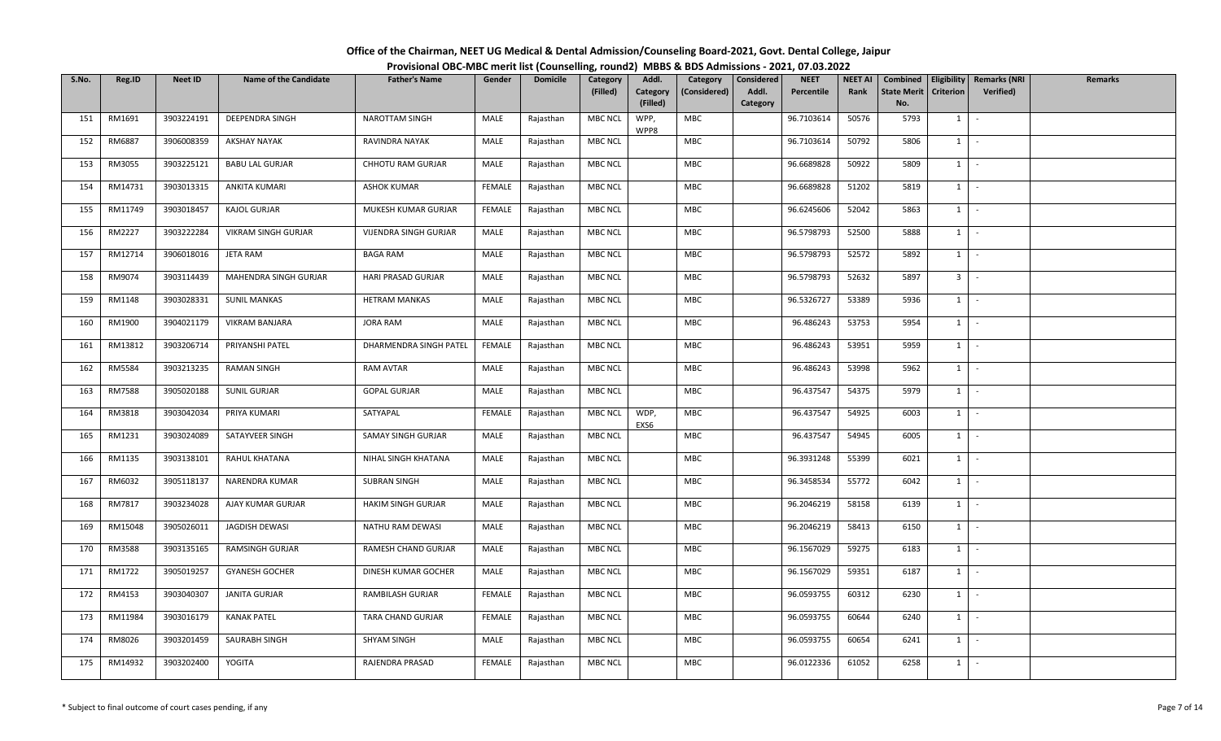**Office of the Chairman, NEET UG Medical & Dental Admission/Counseling Board-2021, Govt. Dental College, Jaipur**

**Provisional OBC-MBC merit list (Counselling, round2) MBBS & BDS Admissions - 2021, 07.03.2022**

| S.No. | Reg.ID | Neet ID | Name of the Candidate | Father's Name | Gender | Domicile | Category (Filled) | Addl. Category (Filled) | Category (Considered) | Considered Addl. Category | NEET Percentile | NEET AI Rank | Combined State Merit No. | Eligibility Criterion | Remarks (NRI Verified) | Remarks |
|---|---|---|---|---|---|---|---|---|---|---|---|---|---|---|---|---|
| 151 | RM1691 | 3903224191 | DEEPENDRA SINGH | NAROTTAM SINGH | MALE | Rajasthan | MBC NCL | WPP, WPP8 | MBC | | 96.7103614 | 50576 | 5793 | 1 | - | |
| 152 | RM6887 | 3906008359 | AKSHAY NAYAK | RAVINDRA NAYAK | MALE | Rajasthan | MBC NCL | | MBC | | 96.7103614 | 50792 | 5806 | 1 | - | |
| 153 | RM3055 | 3903225121 | BABU LAL GURJAR | CHHOTU RAM GURJAR | MALE | Rajasthan | MBC NCL | | MBC | | 96.6689828 | 50922 | 5809 | 1 | - | |
| 154 | RM14731 | 3903013315 | ANKITA KUMARI | ASHOK KUMAR | FEMALE | Rajasthan | MBC NCL | | MBC | | 96.6689828 | 51202 | 5819 | 1 | - | |
| 155 | RM11749 | 3903018457 | KAJOL GURJAR | MUKESH KUMAR GURJAR | FEMALE | Rajasthan | MBC NCL | | MBC | | 96.6245606 | 52042 | 5863 | 1 | - | |
| 156 | RM2227 | 3903222284 | VIKRAM SINGH GURJAR | VIJENDRA SINGH GURJAR | MALE | Rajasthan | MBC NCL | | MBC | | 96.5798793 | 52500 | 5888 | 1 | - | |
| 157 | RM12714 | 3906018016 | JETA RAM | BAGA RAM | MALE | Rajasthan | MBC NCL | | MBC | | 96.5798793 | 52572 | 5892 | 1 | - | |
| 158 | RM9074 | 3903114439 | MAHENDRA SINGH GURJAR | HARI PRASAD GURJAR | MALE | Rajasthan | MBC NCL | | MBC | | 96.5798793 | 52632 | 5897 | 3 | - | |
| 159 | RM1148 | 3903028331 | SUNIL MANKAS | HETRAM MANKAS | MALE | Rajasthan | MBC NCL | | MBC | | 96.5326727 | 53389 | 5936 | 1 | - | |
| 160 | RM1900 | 3904021179 | VIKRAM BANJARA | JORA RAM | MALE | Rajasthan | MBC NCL | | MBC | | 96.486243 | 53753 | 5954 | 1 | - | |
| 161 | RM13812 | 3903206714 | PRIYANSHI PATEL | DHARMENDRA SINGH PATEL | FEMALE | Rajasthan | MBC NCL | | MBC | | 96.486243 | 53951 | 5959 | 1 | - | |
| 162 | RM5584 | 3903213235 | RAMAN SINGH | RAM AVTAR | MALE | Rajasthan | MBC NCL | | MBC | | 96.486243 | 53998 | 5962 | 1 | - | |
| 163 | RM7588 | 3905020188 | SUNIL GURJAR | GOPAL GURJAR | MALE | Rajasthan | MBC NCL | | MBC | | 96.437547 | 54375 | 5979 | 1 | - | |
| 164 | RM3818 | 3903042034 | PRIYA KUMARI | SATYAPAL | FEMALE | Rajasthan | MBC NCL | WDP, EXS6 | MBC | | 96.437547 | 54925 | 6003 | 1 | - | |
| 165 | RM1231 | 3903024089 | SATAYVEER SINGH | SAMAY SINGH GURJAR | MALE | Rajasthan | MBC NCL | | MBC | | 96.437547 | 54945 | 6005 | 1 | - | |
| 166 | RM1135 | 3903138101 | RAHUL KHATANA | NIHAL SINGH KHATANA | MALE | Rajasthan | MBC NCL | | MBC | | 96.3931248 | 55399 | 6021 | 1 | - | |
| 167 | RM6032 | 3905118137 | NARENDRA KUMAR | SUBRAN SINGH | MALE | Rajasthan | MBC NCL | | MBC | | 96.3458534 | 55772 | 6042 | 1 | - | |
| 168 | RM7817 | 3903234028 | AJAY KUMAR GURJAR | HAKIM SINGH GURJAR | MALE | Rajasthan | MBC NCL | | MBC | | 96.2046219 | 58158 | 6139 | 1 | - | |
| 169 | RM15048 | 3905026011 | JAGDISH DEWASI | NATHU RAM DEWASI | MALE | Rajasthan | MBC NCL | | MBC | | 96.2046219 | 58413 | 6150 | 1 | - | |
| 170 | RM3588 | 3903135165 | RAMSINGH GURJAR | RAMESH CHAND GURJAR | MALE | Rajasthan | MBC NCL | | MBC | | 96.1567029 | 59275 | 6183 | 1 | - | |
| 171 | RM1722 | 3905019257 | GYANESH GOCHER | DINESH KUMAR GOCHER | MALE | Rajasthan | MBC NCL | | MBC | | 96.1567029 | 59351 | 6187 | 1 | - | |
| 172 | RM4153 | 3903040307 | JANITA GURJAR | RAMBILASH GURJAR | FEMALE | Rajasthan | MBC NCL | | MBC | | 96.0593755 | 60312 | 6230 | 1 | - | |
| 173 | RM11984 | 3903016179 | KANAK PATEL | TARA CHAND GURJAR | FEMALE | Rajasthan | MBC NCL | | MBC | | 96.0593755 | 60644 | 6240 | 1 | - | |
| 174 | RM8026 | 3903201459 | SAURABH SINGH | SHYAM SINGH | MALE | Rajasthan | MBC NCL | | MBC | | 96.0593755 | 60654 | 6241 | 1 | - | |
| 175 | RM14932 | 3903202400 | YOGITA | RAJENDRA PRASAD | FEMALE | Rajasthan | MBC NCL | | MBC | | 96.0122336 | 61052 | 6258 | 1 | - | |

\* Subject to final outcome of court cases pending, if any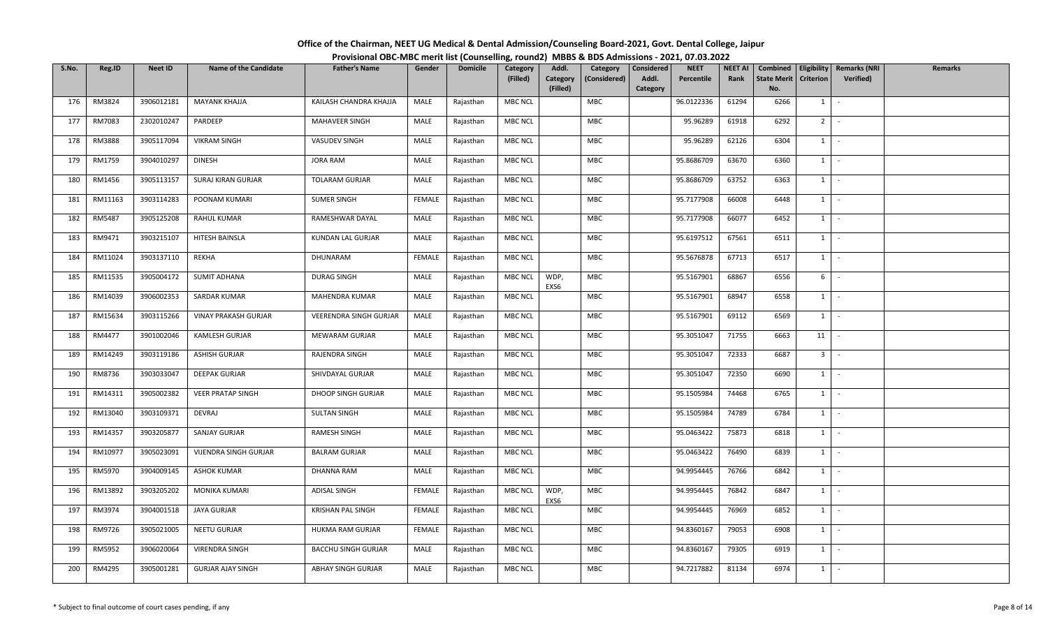**Office of the Chairman, NEET UG Medical & Dental Admission/Counseling Board-2021, Govt. Dental College, Jaipur**

**Provisional OBC-MBC merit list (Counselling, round2) MBBS & BDS Admissions - 2021, 07.03.2022**

| S.No. | Reg.ID | Neet ID | Name of the Candidate | Father's Name | Gender | Domicile | Category (Filled) | Addl. Category (Filled) | Category (Considered) | Considered Addl. Category | NEET Percentile | NEET AI Rank | Combined State Merit No. | Eligibility Criterion | Remarks (NRI Verified) | Remarks |
|---|---|---|---|---|---|---|---|---|---|---|---|---|---|---|---|---|
| 176 | RM3824 | 3906012181 | MAYANK KHAJJA | KAILASH CHANDRA KHAJJA | MALE | Rajasthan | MBC NCL | | MBC | | 96.0122336 | 61294 | 6266 | 1 | - | |
| 177 | RM7083 | 2302010247 | PARDEEP | MAHAVEER SINGH | MALE | Rajasthan | MBC NCL | | MBC | | 95.96289 | 61918 | 6292 | 2 | - | |
| 178 | RM3888 | 3905117094 | VIKRAM SINGH | VASUDEV SINGH | MALE | Rajasthan | MBC NCL | | MBC | | 95.96289 | 62126 | 6304 | 1 | - | |
| 179 | RM1759 | 3904010297 | DINESH | JORA RAM | MALE | Rajasthan | MBC NCL | | MBC | | 95.8686709 | 63670 | 6360 | 1 | - | |
| 180 | RM1456 | 3905113157 | SURAJ KIRAN GURJAR | TOLARAM GURJAR | MALE | Rajasthan | MBC NCL | | MBC | | 95.8686709 | 63752 | 6363 | 1 | - | |
| 181 | RM11163 | 3903114283 | POONAM KUMARI | SUMER SINGH | FEMALE | Rajasthan | MBC NCL | | MBC | | 95.7177908 | 66008 | 6448 | 1 | - | |
| 182 | RM5487 | 3905125208 | RAHUL KUMAR | RAMESHWAR DAYAL | MALE | Rajasthan | MBC NCL | | MBC | | 95.7177908 | 66077 | 6452 | 1 | - | |
| 183 | RM9471 | 3903215107 | HITESH BAINSLA | KUNDAN LAL GURJAR | MALE | Rajasthan | MBC NCL | | MBC | | 95.6197512 | 67561 | 6511 | 1 | - | |
| 184 | RM11024 | 3903137110 | REKHA | DHUNARAM | FEMALE | Rajasthan | MBC NCL | | MBC | | 95.5676878 | 67713 | 6517 | 1 | - | |
| 185 | RM11535 | 3905004172 | SUMIT ADHANA | DURAG SINGH | MALE | Rajasthan | MBC NCL | WDP, EXS6 | MBC | | 95.5167901 | 68867 | 6556 | 6 | - | |
| 186 | RM14039 | 3906002353 | SARDAR KUMAR | MAHENDRA KUMAR | MALE | Rajasthan | MBC NCL | | MBC | | 95.5167901 | 68947 | 6558 | 1 | - | |
| 187 | RM15634 | 3903115266 | VINAY PRAKASH GURJAR | VEERENDRA SINGH GURJAR | MALE | Rajasthan | MBC NCL | | MBC | | 95.5167901 | 69112 | 6569 | 1 | - | |
| 188 | RM4477 | 3901002046 | KAMLESH GURJAR | MEWARAM GURJAR | MALE | Rajasthan | MBC NCL | | MBC | | 95.3051047 | 71755 | 6663 | 11 | - | |
| 189 | RM14249 | 3903119186 | ASHISH GURJAR | RAJENDRA SINGH | MALE | Rajasthan | MBC NCL | | MBC | | 95.3051047 | 72333 | 6687 | 3 | - | |
| 190 | RM8736 | 3903033047 | DEEPAK GURJAR | SHIVDAYAL GURJAR | MALE | Rajasthan | MBC NCL | | MBC | | 95.3051047 | 72350 | 6690 | 1 | - | |
| 191 | RM14311 | 3905002382 | VEER PRATAP SINGH | DHOOP SINGH GURJAR | MALE | Rajasthan | MBC NCL | | MBC | | 95.1505984 | 74468 | 6765 | 1 | - | |
| 192 | RM13040 | 3903109371 | DEVRAJ | SULTAN SINGH | MALE | Rajasthan | MBC NCL | | MBC | | 95.1505984 | 74789 | 6784 | 1 | - | |
| 193 | RM14357 | 3903205877 | SANJAY GURJAR | RAMESH SINGH | MALE | Rajasthan | MBC NCL | | MBC | | 95.0463422 | 75873 | 6818 | 1 | - | |
| 194 | RM10977 | 3905023091 | VIJENDRA SINGH GURJAR | BALRAM GURJAR | MALE | Rajasthan | MBC NCL | | MBC | | 95.0463422 | 76490 | 6839 | 1 | - | |
| 195 | RM5970 | 3904009145 | ASHOK KUMAR | DHANNA RAM | MALE | Rajasthan | MBC NCL | | MBC | | 94.9954445 | 76766 | 6842 | 1 | - | |
| 196 | RM13892 | 3903205202 | MONIKA KUMARI | ADISAL SINGH | FEMALE | Rajasthan | MBC NCL | WDP, EXS6 | MBC | | 94.9954445 | 76842 | 6847 | 1 | - | |
| 197 | RM3974 | 3904001518 | JAYA GURJAR | KRISHAN PAL SINGH | FEMALE | Rajasthan | MBC NCL | | MBC | | 94.9954445 | 76969 | 6852 | 1 | - | |
| 198 | RM9726 | 3905021005 | NEETU GURJAR | HUKMA RAM GURJAR | FEMALE | Rajasthan | MBC NCL | | MBC | | 94.8360167 | 79053 | 6908 | 1 | - | |
| 199 | RM5952 | 3906020064 | VIRENDRA SINGH | BACCHU SINGH GURJAR | MALE | Rajasthan | MBC NCL | | MBC | | 94.8360167 | 79305 | 6919 | 1 | - | |
| 200 | RM4295 | 3905001281 | GURJAR AJAY SINGH | ABHAY SINGH GURJAR | MALE | Rajasthan | MBC NCL | | MBC | | 94.7217882 | 81134 | 6974 | 1 | - | |

\* Subject to final outcome of court cases pending, if any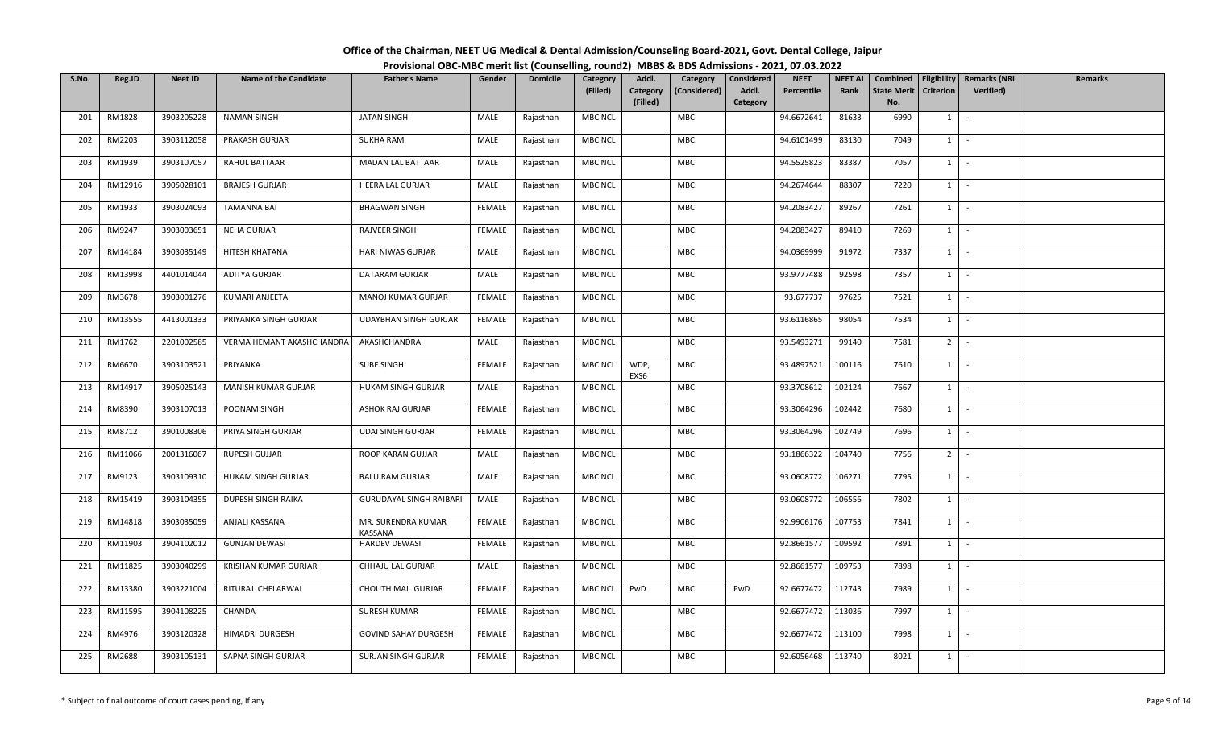**Office of the Chairman, NEET UG Medical & Dental Admission/Counseling Board-2021, Govt. Dental College, Jaipur**

**Provisional OBC-MBC merit list (Counselling, round2) MBBS & BDS Admissions - 2021, 07.03.2022**

| S.No. | Reg.ID | Neet ID | Name of the Candidate | Father's Name | Gender | Domicile | Category (Filled) | Addl. Category (Filled) | Category (Considered) | Considered Addl. Category | NEET Percentile | NEET AI Rank | Combined State Merit No. | Eligibility Criterion | Remarks (NRI Verified) | Remarks |
|---|---|---|---|---|---|---|---|---|---|---|---|---|---|---|---|---|
| 201 | RM1828 | 3903205228 | NAMAN SINGH | JATAN SINGH | MALE | Rajasthan | MBC NCL | | MBC | | 94.6672641 | 81633 | 6990 | 1 | - | |
| 202 | RM2203 | 3903112058 | PRAKASH GURJAR | SUKHA RAM | MALE | Rajasthan | MBC NCL | | MBC | | 94.6101499 | 83130 | 7049 | 1 | - | |
| 203 | RM1939 | 3903107057 | RAHUL BATTAAR | MADAN LAL BATTAAR | MALE | Rajasthan | MBC NCL | | MBC | | 94.5525823 | 83387 | 7057 | 1 | - | |
| 204 | RM12916 | 3905028101 | BRAJESH GURJAR | HEERA LAL GURJAR | MALE | Rajasthan | MBC NCL | | MBC | | 94.2674644 | 88307 | 7220 | 1 | - | |
| 205 | RM1933 | 3903024093 | TAMANNA BAI | BHAGWAN SINGH | FEMALE | Rajasthan | MBC NCL | | MBC | | 94.2083427 | 89267 | 7261 | 1 | - | |
| 206 | RM9247 | 3903003651 | NEHA GURJAR | RAJVEER SINGH | FEMALE | Rajasthan | MBC NCL | | MBC | | 94.2083427 | 89410 | 7269 | 1 | - | |
| 207 | RM14184 | 3903035149 | HITESH KHATANA | HARI NIWAS GURJAR | MALE | Rajasthan | MBC NCL | | MBC | | 94.0369999 | 91972 | 7337 | 1 | - | |
| 208 | RM13998 | 4401014044 | ADITYA GURJAR | DATARAM GURJAR | MALE | Rajasthan | MBC NCL | | MBC | | 93.9777488 | 92598 | 7357 | 1 | - | |
| 209 | RM3678 | 3903001276 | KUMARI ANJEETA | MANOJ KUMAR GURJAR | FEMALE | Rajasthan | MBC NCL | | MBC | | 93.677737 | 97625 | 7521 | 1 | - | |
| 210 | RM13555 | 4413001333 | PRIYANKA SINGH GURJAR | UDAYBHAN SINGH GURJAR | FEMALE | Rajasthan | MBC NCL | | MBC | | 93.6116865 | 98054 | 7534 | 1 | - | |
| 211 | RM1762 | 2201002585 | VERMA HEMANT AKASHCHANDRA | AKASHCHANDRA | MALE | Rajasthan | MBC NCL | | MBC | | 93.5493271 | 99140 | 7581 | 2 | - | |
| 212 | RM6670 | 3903103521 | PRIYANKA | SUBE SINGH | FEMALE | Rajasthan | MBC NCL | WDP, EXS6 | MBC | | 93.4897521 | 100116 | 7610 | 1 | - | |
| 213 | RM14917 | 3905025143 | MANISH KUMAR GURJAR | HUKAM SINGH GURJAR | MALE | Rajasthan | MBC NCL | | MBC | | 93.3708612 | 102124 | 7667 | 1 | - | |
| 214 | RM8390 | 3903107013 | POONAM SINGH | ASHOK RAJ GURJAR | FEMALE | Rajasthan | MBC NCL | | MBC | | 93.3064296 | 102442 | 7680 | 1 | - | |
| 215 | RM8712 | 3901008306 | PRIYA SINGH GURJAR | UDAI SINGH GURJAR | FEMALE | Rajasthan | MBC NCL | | MBC | | 93.3064296 | 102749 | 7696 | 1 | - | |
| 216 | RM11066 | 2001316067 | RUPESH GUJJAR | ROOP KARAN GUJJAR | MALE | Rajasthan | MBC NCL | | MBC | | 93.1866322 | 104740 | 7756 | 2 | - | |
| 217 | RM9123 | 3903109310 | HUKAM SINGH GURJAR | BALU RAM GURJAR | MALE | Rajasthan | MBC NCL | | MBC | | 93.0608772 | 106271 | 7795 | 1 | - | |
| 218 | RM15419 | 3903104355 | DUPESH SINGH RAIKA | GURUDAYAL SINGH RAIBARI | MALE | Rajasthan | MBC NCL | | MBC | | 93.0608772 | 106556 | 7802 | 1 | - | |
| 219 | RM14818 | 3903035059 | ANJALI KASSANA | MR. SURENDRA KUMAR KASSANA | FEMALE | Rajasthan | MBC NCL | | MBC | | 92.9906176 | 107753 | 7841 | 1 | - | |
| 220 | RM11903 | 3904102012 | GUNJAN DEWASI | HARDEV DEWASI | FEMALE | Rajasthan | MBC NCL | | MBC | | 92.8661577 | 109592 | 7891 | 1 | - | |
| 221 | RM11825 | 3903040299 | KRISHAN KUMAR GURJAR | CHHAJU LAL GURJAR | MALE | Rajasthan | MBC NCL | | MBC | | 92.8661577 | 109753 | 7898 | 1 | - | |
| 222 | RM13380 | 3903221004 | RITURAJ CHELARWAL | CHOUTH MAL GURJAR | FEMALE | Rajasthan | MBC NCL | PwD | MBC | PwD | 92.6677472 | 112743 | 7989 | 1 | - | |
| 223 | RM11595 | 3904108225 | CHANDA | SURESH KUMAR | FEMALE | Rajasthan | MBC NCL | | MBC | | 92.6677472 | 113036 | 7997 | 1 | - | |
| 224 | RM4976 | 3903120328 | HIMADRI DURGESH | GOVIND SAHAY DURGESH | FEMALE | Rajasthan | MBC NCL | | MBC | | 92.6677472 | 113100 | 7998 | 1 | - | |
| 225 | RM2688 | 3903105131 | SAPNA SINGH GURJAR | SURJAN SINGH GURJAR | FEMALE | Rajasthan | MBC NCL | | MBC | | 92.6056468 | 113740 | 8021 | 1 | - | |

\* Subject to final outcome of court cases pending, if any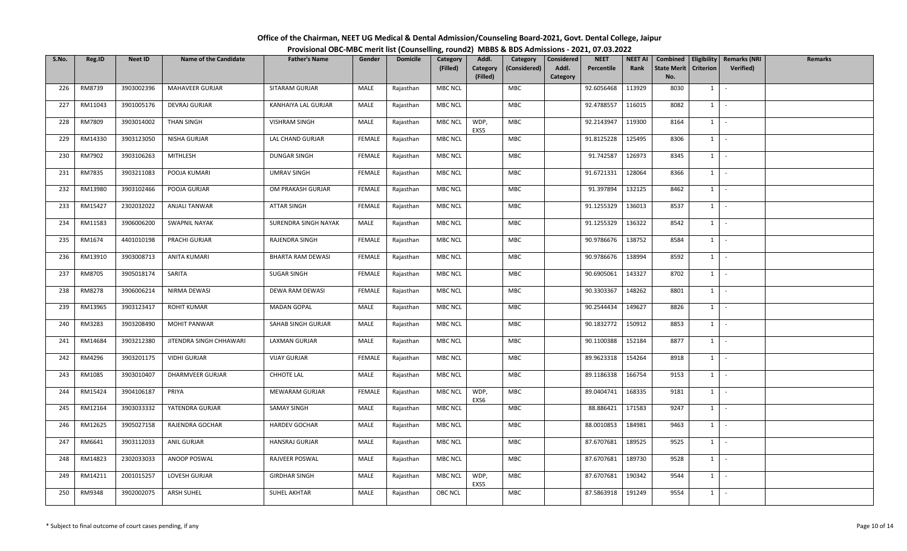# Office of the Chairman, NEET UG Medical & Dental Admission/Counseling Board-2021, Govt. Dental College, Jaipur

## Provisional OBC-MBC merit list (Counselling, round2) MBBS & BDS Admissions - 2021, 07.03.2022

| S.No. | Reg.ID | Neet ID | Name of the Candidate | Father's Name | Gender | Domicile | Category (Filled) | Addl. Category (Filled) | Category (Considered) | Considered Addl. Category | NEET Percentile | NEET AI Rank | Combined State Merit No. | Eligibility Criterion | Remarks (NRI Verified) | Remarks |
|---|---|---|---|---|---|---|---|---|---|---|---|---|---|---|---|---|
| 226 | RM8739 | 3903002396 | MAHAVEER GURJAR | SITARAM GURJAR | MALE | Rajasthan | MBC NCL | | MBC | | 92.6056468 | 113929 | 8030 | 1 | - | |
| 227 | RM11043 | 3901005176 | DEVRAJ GURJAR | KANHAIYA LAL GURJAR | MALE | Rajasthan | MBC NCL | | MBC | | 92.4788557 | 116015 | 8082 | 1 | - | |
| 228 | RM7809 | 3903014002 | THAN SINGH | VISHRAM SINGH | MALE | Rajasthan | MBC NCL | WDP, EXS5 | MBC | | 92.2143947 | 119300 | 8164 | 1 | - | |
| 229 | RM14330 | 3903123050 | NISHA GURJAR | LAL CHAND GURJAR | FEMALE | Rajasthan | MBC NCL | | MBC | | 91.8125228 | 125495 | 8306 | 1 | - | |
| 230 | RM7902 | 3903106263 | MITHLESH | DUNGAR SINGH | FEMALE | Rajasthan | MBC NCL | | MBC | | 91.742587 | 126973 | 8345 | 1 | - | |
| 231 | RM7835 | 3903211083 | POOJA KUMARI | UMRAV SINGH | FEMALE | Rajasthan | MBC NCL | | MBC | | 91.6721331 | 128064 | 8366 | 1 | - | |
| 232 | RM13980 | 3903102466 | POOJA GURJAR | OM PRAKASH GURJAR | FEMALE | Rajasthan | MBC NCL | | MBC | | 91.397894 | 132125 | 8462 | 1 | - | |
| 233 | RM15427 | 2302032022 | ANJALI TANWAR | ATTAR SINGH | FEMALE | Rajasthan | MBC NCL | | MBC | | 91.1255329 | 136013 | 8537 | 1 | - | |
| 234 | RM11583 | 3906006200 | SWAPNIL NAYAK | SURENDRA SINGH NAYAK | MALE | Rajasthan | MBC NCL | | MBC | | 91.1255329 | 136322 | 8542 | 1 | - | |
| 235 | RM1674 | 4401010198 | PRACHI GURJAR | RAJENDRA SINGH | FEMALE | Rajasthan | MBC NCL | | MBC | | 90.9786676 | 138752 | 8584 | 1 | - | |
| 236 | RM13910 | 3903008713 | ANITA KUMARI | BHARTA RAM DEWASI | FEMALE | Rajasthan | MBC NCL | | MBC | | 90.9786676 | 138994 | 8592 | 1 | - | |
| 237 | RM8705 | 3905018174 | SARITA | SUGAR SINGH | FEMALE | Rajasthan | MBC NCL | | MBC | | 90.6905061 | 143327 | 8702 | 1 | - | |
| 238 | RM8278 | 3906006214 | NIRMA DEWASI | DEWA RAM DEWASI | FEMALE | Rajasthan | MBC NCL | | MBC | | 90.3303367 | 148262 | 8801 | 1 | - | |
| 239 | RM13965 | 3903123417 | ROHIT KUMAR | MADAN GOPAL | MALE | Rajasthan | MBC NCL | | MBC | | 90.2544434 | 149627 | 8826 | 1 | - | |
| 240 | RM3283 | 3903208490 | MOHIT PANWAR | SAHAB SINGH GURJAR | MALE | Rajasthan | MBC NCL | | MBC | | 90.1832772 | 150912 | 8853 | 1 | - | |
| 241 | RM14684 | 3903212380 | JITENDRA SINGH CHHAWARI | LAXMAN GURJAR | MALE | Rajasthan | MBC NCL | | MBC | | 90.1100388 | 152184 | 8877 | 1 | - | |
| 242 | RM4296 | 3903201175 | VIDHI GURJAR | VIJAY GURJAR | FEMALE | Rajasthan | MBC NCL | | MBC | | 89.9623318 | 154264 | 8918 | 1 | - | |
| 243 | RM1085 | 3903010407 | DHARMVEER GURJAR | CHHOTE LAL | MALE | Rajasthan | MBC NCL | | MBC | | 89.1186338 | 166754 | 9153 | 1 | - | |
| 244 | RM15424 | 3904106187 | PRIYA | MEWARAM GURJAR | FEMALE | Rajasthan | MBC NCL | WDP, EXS6 | MBC | | 89.0404741 | 168335 | 9181 | 1 | - | |
| 245 | RM12164 | 3903033332 | YATENDRA GURJAR | SAMAY SINGH | MALE | Rajasthan | MBC NCL | | MBC | | 88.886421 | 171583 | 9247 | 1 | - | |
| 246 | RM12625 | 3905027158 | RAJENDRA GOCHAR | HARDEV GOCHAR | MALE | Rajasthan | MBC NCL | | MBC | | 88.0010853 | 184981 | 9463 | 1 | - | |
| 247 | RM6641 | 3903112033 | ANIL GURJAR | HANSRAJ GURJAR | MALE | Rajasthan | MBC NCL | | MBC | | 87.6707681 | 189525 | 9525 | 1 | - | |
| 248 | RM14823 | 2302033033 | ANOOP POSWAL | RAJVEER POSWAL | MALE | Rajasthan | MBC NCL | | MBC | | 87.6707681 | 189730 | 9528 | 1 | - | |
| 249 | RM14211 | 2001015257 | LOVESH GURJAR | GIRDHAR SINGH | MALE | Rajasthan | MBC NCL | WDP, EXS5 | MBC | | 87.6707681 | 190342 | 9544 | 1 | - | |
| 250 | RM9348 | 3902002075 | ARSH SUHEL | SUHEL AKHTAR | MALE | Rajasthan | OBC NCL | | MBC | | 87.5863918 | 191249 | 9554 | 1 | - | |

\* Subject to final outcome of court cases pending, if any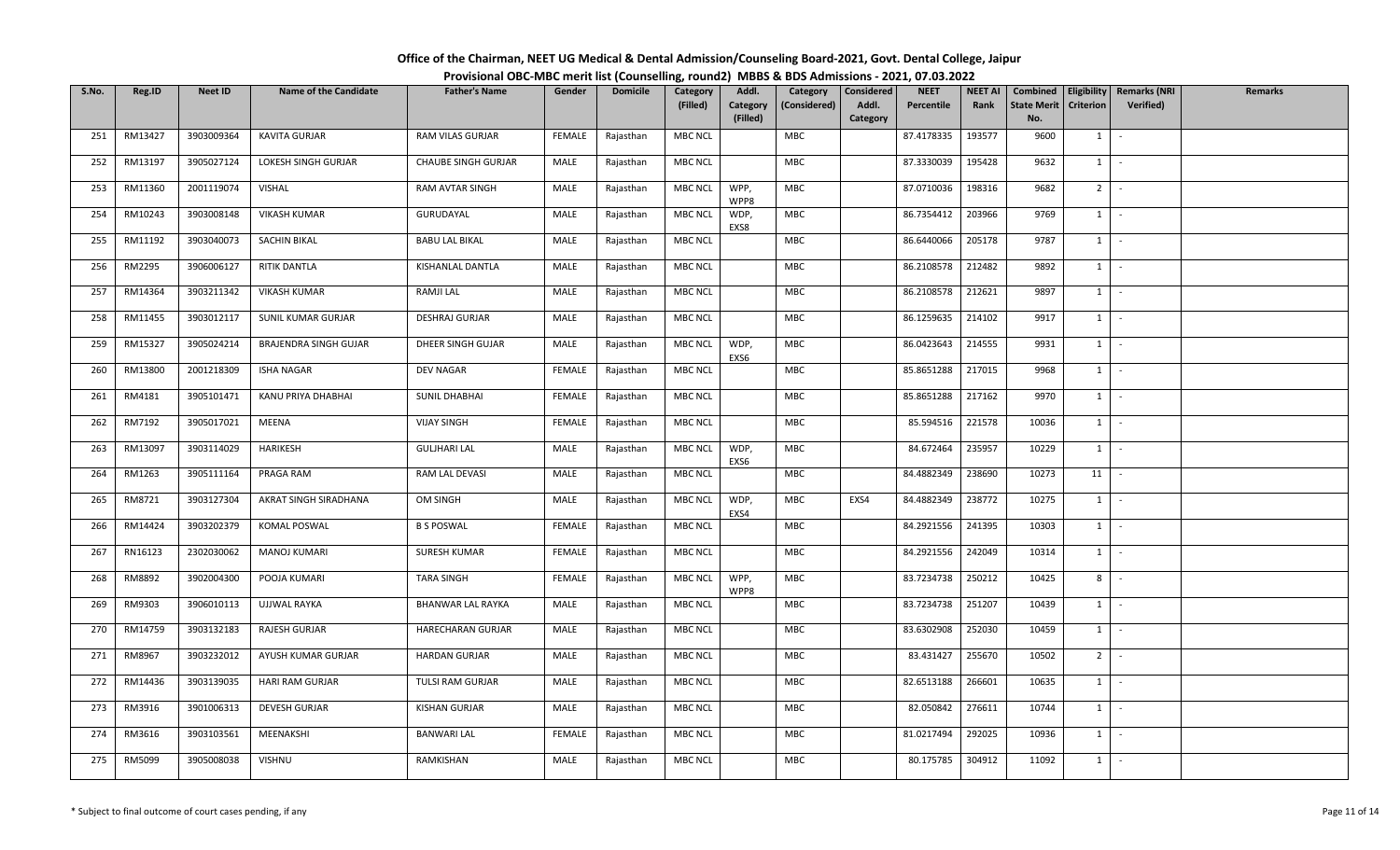# Office of the Chairman, NEET UG Medical & Dental Admission/Counseling Board-2021, Govt. Dental College, Jaipur

## Provisional OBC-MBC merit list (Counselling, round2) MBBS & BDS Admissions - 2021, 07.03.2022

| S.No. | Reg.ID | Neet ID | Name of the Candidate | Father's Name | Gender | Domicile | Category (Filled) | Addl. Category (Filled) | Category (Considered) | Considered Addl. Category | NEET Percentile | NEET AI Rank | Combined State Merit No. | Eligibility Criterion | Remarks (NRI Verified) | Remarks |
|---|---|---|---|---|---|---|---|---|---|---|---|---|---|---|---|---|
| 251 | RM13427 | 3903009364 | KAVITA GURJAR | RAM VILAS GURJAR | FEMALE | Rajasthan | MBC NCL | | MBC | | 87.4178335 | 193577 | 9600 | 1 | - | |
| 252 | RM13197 | 3905027124 | LOKESH SINGH GURJAR | CHAUBE SINGH GURJAR | MALE | Rajasthan | MBC NCL | | MBC | | 87.3330039 | 195428 | 9632 | 1 | - | |
| 253 | RM11360 | 2001119074 | VISHAL | RAM AVTAR SINGH | MALE | Rajasthan | MBC NCL | WPP, WPP8 | MBC | | 87.0710036 | 198316 | 9682 | 2 | - | |
| 254 | RM10243 | 3903008148 | VIKASH KUMAR | GURUDAYAL | MALE | Rajasthan | MBC NCL | WDP, EXS8 | MBC | | 86.7354412 | 203966 | 9769 | 1 | - | |
| 255 | RM11192 | 3903040073 | SACHIN BIKAL | BABU LAL BIKAL | MALE | Rajasthan | MBC NCL | | MBC | | 86.6440066 | 205178 | 9787 | 1 | - | |
| 256 | RM2295 | 3906006127 | RITIK DANTLA | KISHANLAL DANTLA | MALE | Rajasthan | MBC NCL | | MBC | | 86.2108578 | 212482 | 9892 | 1 | - | |
| 257 | RM14364 | 3903211342 | VIKASH KUMAR | RAMJI LAL | MALE | Rajasthan | MBC NCL | | MBC | | 86.2108578 | 212621 | 9897 | 1 | - | |
| 258 | RM11455 | 3903012117 | SUNIL KUMAR GURJAR | DESHRAJ GURJAR | MALE | Rajasthan | MBC NCL | | MBC | | 86.1259635 | 214102 | 9917 | 1 | - | |
| 259 | RM15327 | 3905024214 | BRAJENDRA SINGH GUJAR | DHEER SINGH GUJAR | MALE | Rajasthan | MBC NCL | WDP, EXS6 | MBC | | 86.0423643 | 214555 | 9931 | 1 | - | |
| 260 | RM13800 | 2001218309 | ISHA NAGAR | DEV NAGAR | FEMALE | Rajasthan | MBC NCL | | MBC | | 85.8651288 | 217015 | 9968 | 1 | - | |
| 261 | RM4181 | 3905101471 | KANU PRIYA DHABHAI | SUNIL DHABHAI | FEMALE | Rajasthan | MBC NCL | | MBC | | 85.8651288 | 217162 | 9970 | 1 | - | |
| 262 | RM7192 | 3905017021 | MEENA | VIJAY SINGH | FEMALE | Rajasthan | MBC NCL | | MBC | | 85.594516 | 221578 | 10036 | 1 | - | |
| 263 | RM13097 | 3903114029 | HARIKESH | GULJHARI LAL | MALE | Rajasthan | MBC NCL | WDP, EXS6 | MBC | | 84.672464 | 235957 | 10229 | 1 | - | |
| 264 | RM1263 | 3905111164 | PRAGA RAM | RAM LAL DEVASI | MALE | Rajasthan | MBC NCL | | MBC | | 84.4882349 | 238690 | 10273 | 11 | - | |
| 265 | RM8721 | 3903127304 | AKRAT SINGH SIRADHANA | OM SINGH | MALE | Rajasthan | MBC NCL | WDP, EXS4 | MBC | EXS4 | 84.4882349 | 238772 | 10275 | 1 | - | |
| 266 | RM14424 | 3903202379 | KOMAL POSWAL | B S POSWAL | FEMALE | Rajasthan | MBC NCL | | MBC | | 84.2921556 | 241395 | 10303 | 1 | - | |
| 267 | RN16123 | 2302030062 | MANOJ KUMARI | SURESH KUMAR | FEMALE | Rajasthan | MBC NCL | | MBC | | 84.2921556 | 242049 | 10314 | 1 | - | |
| 268 | RM8892 | 3902004300 | POOJA KUMARI | TARA SINGH | FEMALE | Rajasthan | MBC NCL | WPP, WPP8 | MBC | | 83.7234738 | 250212 | 10425 | 8 | - | |
| 269 | RM9303 | 3906010113 | UJJWAL RAYKA | BHANWAR LAL RAYKA | MALE | Rajasthan | MBC NCL | | MBC | | 83.7234738 | 251207 | 10439 | 1 | - | |
| 270 | RM14759 | 3903132183 | RAJESH GURJAR | HARECHARAN GURJAR | MALE | Rajasthan | MBC NCL | | MBC | | 83.6302908 | 252030 | 10459 | 1 | - | |
| 271 | RM8967 | 3903232012 | AYUSH KUMAR GURJAR | HARDAN GURJAR | MALE | Rajasthan | MBC NCL | | MBC | | 83.431427 | 255670 | 10502 | 2 | - | |
| 272 | RM14436 | 3903139035 | HARI RAM GURJAR | TULSI RAM GURJAR | MALE | Rajasthan | MBC NCL | | MBC | | 82.6513188 | 266601 | 10635 | 1 | - | |
| 273 | RM3916 | 3901006313 | DEVESH GURJAR | KISHAN GURJAR | MALE | Rajasthan | MBC NCL | | MBC | | 82.050842 | 276611 | 10744 | 1 | - | |
| 274 | RM3616 | 3903103561 | MEENAKSHI | BANWARI LAL | FEMALE | Rajasthan | MBC NCL | | MBC | | 81.0217494 | 292025 | 10936 | 1 | - | |
| 275 | RM5099 | 3905008038 | VISHNU | RAMKISHAN | MALE | Rajasthan | MBC NCL | | MBC | | 80.175785 | 304912 | 11092 | 1 | - | |

\* Subject to final outcome of court cases pending, if any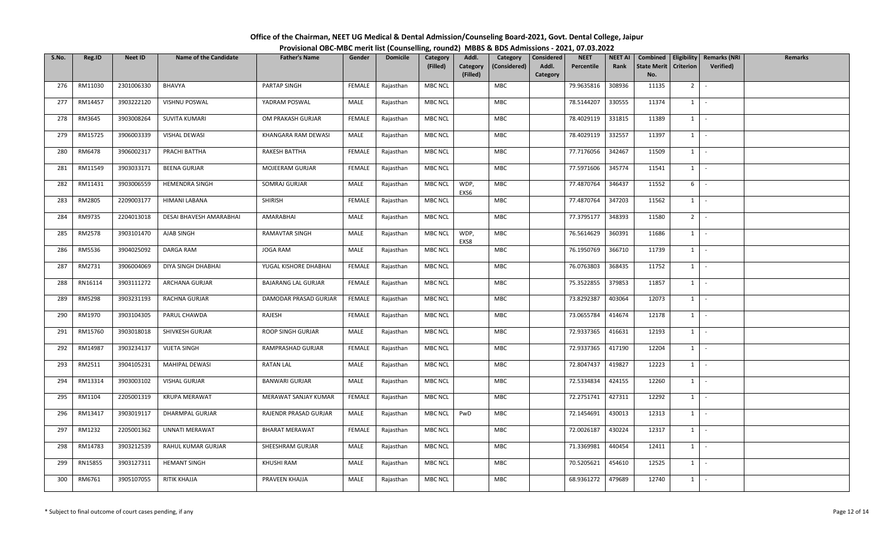# Office of the Chairman, NEET UG Medical & Dental Admission/Counseling Board-2021, Govt. Dental College, Jaipur

## Provisional OBC-MBC merit list (Counselling, round2) MBBS & BDS Admissions - 2021, 07.03.2022

| S.No. | Reg.ID | Neet ID | Name of the Candidate | Father's Name | Gender | Domicile | Category (Filled) | Addl. Category (Filled) | Category (Considered) | Considered Addl. Category | NEET Percentile | NEET AI Rank | Combined State Merit No. | Eligibility Criterion | Remarks (NRI Verified) | Remarks |
|---|---|---|---|---|---|---|---|---|---|---|---|---|---|---|---|---|
| 276 | RM11030 | 2301006330 | BHAVYA | PARTAP SINGH | FEMALE | Rajasthan | MBC NCL | | MBC | | 79.9635816 | 308936 | 11135 | 2 | - | |
| 277 | RM14457 | 3903222120 | VISHNU POSWAL | YADRAM POSWAL | MALE | Rajasthan | MBC NCL | | MBC | | 78.5144207 | 330555 | 11374 | 1 | - | |
| 278 | RM3645 | 3903008264 | SUVITA KUMARI | OM PRAKASH GURJAR | FEMALE | Rajasthan | MBC NCL | | MBC | | 78.4029119 | 331815 | 11389 | 1 | - | |
| 279 | RM15725 | 3906003339 | VISHAL DEWASI | KHANGARA RAM DEWASI | MALE | Rajasthan | MBC NCL | | MBC | | 78.4029119 | 332557 | 11397 | 1 | - | |
| 280 | RM6478 | 3906002317 | PRACHI BATTHA | RAKESH BATTHA | FEMALE | Rajasthan | MBC NCL | | MBC | | 77.7176056 | 342467 | 11509 | 1 | - | |
| 281 | RM11549 | 3903033171 | BEENA GURJAR | MOJEERAM GURJAR | FEMALE | Rajasthan | MBC NCL | | MBC | | 77.5971606 | 345774 | 11541 | 1 | - | |
| 282 | RM11431 | 3903006559 | HEMENDRA SINGH | SOMRAJ GURJAR | MALE | Rajasthan | MBC NCL | WDP, EXS6 | MBC | | 77.4870764 | 346437 | 11552 | 6 | - | |
| 283 | RM2805 | 2209003177 | HIMANI LABANA | SHIRISH | FEMALE | Rajasthan | MBC NCL | | MBC | | 77.4870764 | 347203 | 11562 | 1 | - | |
| 284 | RM9735 | 2204013018 | DESAI BHAVESH AMARABHAI | AMARABHAI | MALE | Rajasthan | MBC NCL | | MBC | | 77.3795177 | 348393 | 11580 | 2 | - | |
| 285 | RM2578 | 3903101470 | AJAB SINGH | RAMAVTAR SINGH | MALE | Rajasthan | MBC NCL | WDP, EXS8 | MBC | | 76.5614629 | 360391 | 11686 | 1 | - | |
| 286 | RM5536 | 3904025092 | DARGA RAM | JOGA RAM | MALE | Rajasthan | MBC NCL | | MBC | | 76.1950769 | 366710 | 11739 | 1 | - | |
| 287 | RM2731 | 3906004069 | DIYA SINGH DHABHAI | YUGAL KISHORE DHABHAI | FEMALE | Rajasthan | MBC NCL | | MBC | | 76.0763803 | 368435 | 11752 | 1 | - | |
| 288 | RN16114 | 3903111272 | ARCHANA GURJAR | BAJARANG LAL GURJAR | FEMALE | Rajasthan | MBC NCL | | MBC | | 75.3522855 | 379853 | 11857 | 1 | - | |
| 289 | RM5298 | 3903231193 | RACHNA GURJAR | DAMODAR PRASAD GURJAR | FEMALE | Rajasthan | MBC NCL | | MBC | | 73.8292387 | 403064 | 12073 | 1 | - | |
| 290 | RM1970 | 3903104305 | PARUL CHAWDA | RAJESH | FEMALE | Rajasthan | MBC NCL | | MBC | | 73.0655784 | 414674 | 12178 | 1 | - | |
| 291 | RM15760 | 3903018018 | SHIVKESH GURJAR | ROOP SINGH GURJAR | MALE | Rajasthan | MBC NCL | | MBC | | 72.9337365 | 416631 | 12193 | 1 | - | |
| 292 | RM14987 | 3903234137 | VIJETA SINGH | RAMPRASHAD GURJAR | FEMALE | Rajasthan | MBC NCL | | MBC | | 72.9337365 | 417190 | 12204 | 1 | - | |
| 293 | RM2511 | 3904105231 | MAHIPAL DEWASI | RATAN LAL | MALE | Rajasthan | MBC NCL | | MBC | | 72.8047437 | 419827 | 12223 | 1 | - | |
| 294 | RM13314 | 3903003102 | VISHAL GURJAR | BANWARI GURJAR | MALE | Rajasthan | MBC NCL | | MBC | | 72.5334834 | 424155 | 12260 | 1 | - | |
| 295 | RM1104 | 2205001319 | KRUPA MERAWAT | MERAWAT SANJAY KUMAR | FEMALE | Rajasthan | MBC NCL | | MBC | | 72.2751741 | 427311 | 12292 | 1 | - | |
| 296 | RM13417 | 3903019117 | DHARMPAL GURJAR | RAJENDR PRASAD GURJAR | MALE | Rajasthan | MBC NCL | PwD | MBC | | 72.1454691 | 430013 | 12313 | 1 | - | |
| 297 | RM1232 | 2205001362 | UNNATI MERAWAT | BHARAT MERAWAT | FEMALE | Rajasthan | MBC NCL | | MBC | | 72.0026187 | 430224 | 12317 | 1 | - | |
| 298 | RM14783 | 3903212539 | RAHUL KUMAR GURJAR | SHEESHRAM GURJAR | MALE | Rajasthan | MBC NCL | | MBC | | 71.3369981 | 440454 | 12411 | 1 | - | |
| 299 | RN15855 | 3903127311 | HEMANT SINGH | KHUSHI RAM | MALE | Rajasthan | MBC NCL | | MBC | | 70.5205621 | 454610 | 12525 | 1 | - | |
| 300 | RM6761 | 3905107055 | RITIK KHAJJA | PRAVEEN KHAJJA | MALE | Rajasthan | MBC NCL | | MBC | | 68.9361272 | 479689 | 12740 | 1 | - | |

\* Subject to final outcome of court cases pending, if any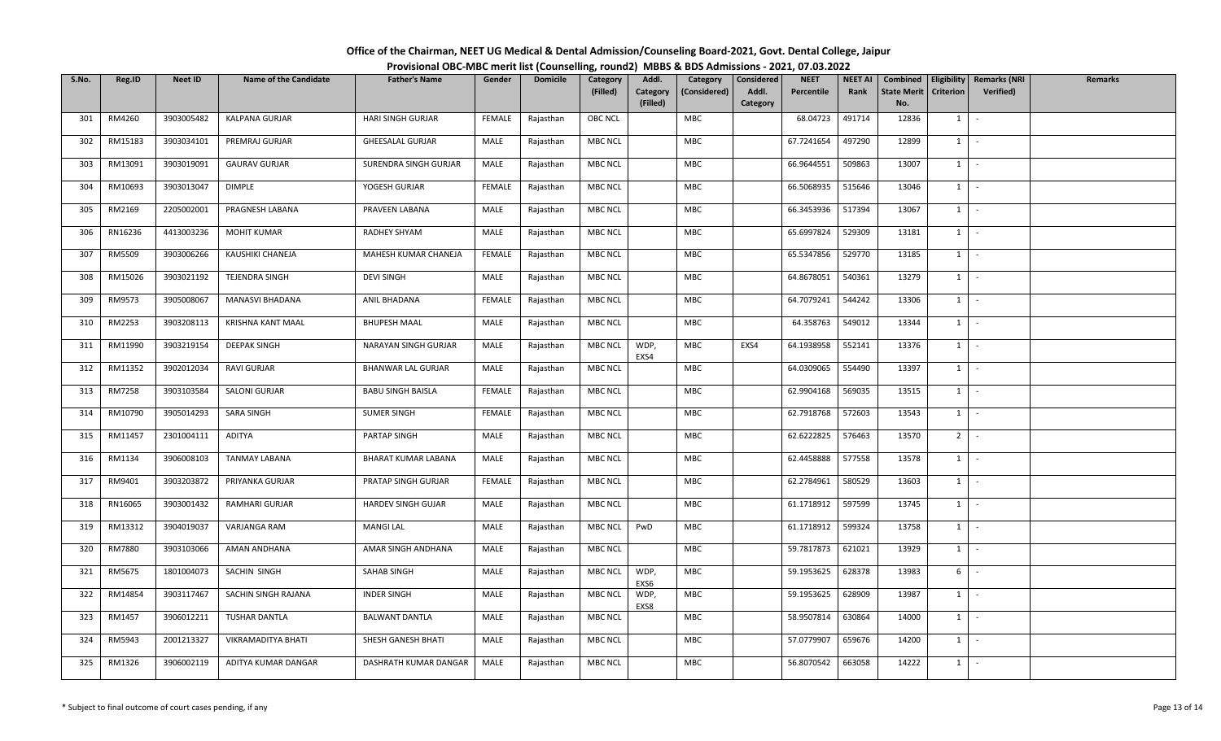# Office of the Chairman, NEET UG Medical & Dental Admission/Counseling Board-2021, Govt. Dental College, Jaipur

## Provisional OBC-MBC merit list (Counselling, round2) MBBS & BDS Admissions - 2021, 07.03.2022

| S.No. | Reg.ID | Neet ID | Name of the Candidate | Father's Name | Gender | Domicile | Category (Filled) | Addl. Category (Filled) | Category (Considered) | Considered Addl. Category | NEET Percentile | NEET AI Rank | Combined State Merit No. | Eligibility Criterion | Remarks (NRI Verified) | Remarks |
|---|---|---|---|---|---|---|---|---|---|---|---|---|---|---|---|---|
| 301 | RM4260 | 3903005482 | KALPANA GURJAR | HARI SINGH GURJAR | FEMALE | Rajasthan | OBC NCL | | MBC | | 68.04723 | 491714 | 12836 | 1 | - | |
| 302 | RM15183 | 3903034101 | PREMRAJ GURJAR | GHEESALAL GURJAR | MALE | Rajasthan | MBC NCL | | MBC | | 67.7241654 | 497290 | 12899 | 1 | - | |
| 303 | RM13091 | 3903019091 | GAURAV GURJAR | SURENDRA SINGH GURJAR | MALE | Rajasthan | MBC NCL | | MBC | | 66.9644551 | 509863 | 13007 | 1 | - | |
| 304 | RM10693 | 3903013047 | DIMPLE | YOGESH GURJAR | FEMALE | Rajasthan | MBC NCL | | MBC | | 66.5068935 | 515646 | 13046 | 1 | - | |
| 305 | RM2169 | 2205002001 | PRAGNESH LABANA | PRAVEEN LABANA | MALE | Rajasthan | MBC NCL | | MBC | | 66.3453936 | 517394 | 13067 | 1 | - | |
| 306 | RN16236 | 4413003236 | MOHIT KUMAR | RADHEY SHYAM | MALE | Rajasthan | MBC NCL | | MBC | | 65.6997824 | 529309 | 13181 | 1 | - | |
| 307 | RM5509 | 3903006266 | KAUSHIKI CHANEJA | MAHESH KUMAR CHANEJA | FEMALE | Rajasthan | MBC NCL | | MBC | | 65.5347856 | 529770 | 13185 | 1 | - | |
| 308 | RM15026 | 3903021192 | TEJENDRA SINGH | DEVI SINGH | MALE | Rajasthan | MBC NCL | | MBC | | 64.8678051 | 540361 | 13279 | 1 | - | |
| 309 | RM9573 | 3905008067 | MANASVI BHADANA | ANIL BHADANA | FEMALE | Rajasthan | MBC NCL | | MBC | | 64.7079241 | 544242 | 13306 | 1 | - | |
| 310 | RM2253 | 3903208113 | KRISHNA KANT MAAL | BHUPESH MAAL | MALE | Rajasthan | MBC NCL | | MBC | | 64.358763 | 549012 | 13344 | 1 | - | |
| 311 | RM11990 | 3903219154 | DEEPAK SINGH | NARAYAN SINGH GURJAR | MALE | Rajasthan | MBC NCL | WDP, EXS4 | MBC | EXS4 | 64.1938958 | 552141 | 13376 | 1 | - | |
| 312 | RM11352 | 3902012034 | RAVI GURJAR | BHANWAR LAL GURJAR | MALE | Rajasthan | MBC NCL | | MBC | | 64.0309065 | 554490 | 13397 | 1 | - | |
| 313 | RM7258 | 3903103584 | SALONI GURJAR | BABU SINGH BAISLA | FEMALE | Rajasthan | MBC NCL | | MBC | | 62.9904168 | 569035 | 13515 | 1 | - | |
| 314 | RM10790 | 3905014293 | SARA SINGH | SUMER SINGH | FEMALE | Rajasthan | MBC NCL | | MBC | | 62.7918768 | 572603 | 13543 | 1 | - | |
| 315 | RM11457 | 2301004111 | ADITYA | PARTAP SINGH | MALE | Rajasthan | MBC NCL | | MBC | | 62.6222825 | 576463 | 13570 | 2 | - | |
| 316 | RM1134 | 3906008103 | TANMAY LABANA | BHARAT KUMAR LABANA | MALE | Rajasthan | MBC NCL | | MBC | | 62.4458888 | 577558 | 13578 | 1 | - | |
| 317 | RM9401 | 3903203872 | PRIYANKA GURJAR | PRATAP SINGH GURJAR | FEMALE | Rajasthan | MBC NCL | | MBC | | 62.2784961 | 580529 | 13603 | 1 | - | |
| 318 | RN16065 | 3903001432 | RAMHARI GURJAR | HARDEV SINGH GUJAR | MALE | Rajasthan | MBC NCL | | MBC | | 61.1718912 | 597599 | 13745 | 1 | - | |
| 319 | RM13312 | 3904019037 | VARJANGA RAM | MANGI LAL | MALE | Rajasthan | MBC NCL | PwD | MBC | | 61.1718912 | 599324 | 13758 | 1 | - | |
| 320 | RM7880 | 3903103066 | AMAN ANDHANA | AMAR SINGH ANDHANA | MALE | Rajasthan | MBC NCL | | MBC | | 59.7817873 | 621021 | 13929 | 1 | - | |
| 321 | RM5675 | 1801004073 | SACHIN SINGH | SAHAB SINGH | MALE | Rajasthan | MBC NCL | WDP, EXS6 | MBC | | 59.1953625 | 628378 | 13983 | 6 | - | |
| 322 | RM14854 | 3903117467 | SACHIN SINGH RAJANA | INDER SINGH | MALE | Rajasthan | MBC NCL | WDP, EXS8 | MBC | | 59.1953625 | 628909 | 13987 | 1 | - | |
| 323 | RM1457 | 3906012211 | TUSHAR DANTLA | BALWANT DANTLA | MALE | Rajasthan | MBC NCL | | MBC | | 58.9507814 | 630864 | 14000 | 1 | - | |
| 324 | RM5943 | 2001213327 | VIKRAMADITYA BHATI | SHESH GANESH BHATI | MALE | Rajasthan | MBC NCL | | MBC | | 57.0779907 | 659676 | 14200 | 1 | - | |
| 325 | RM1326 | 3906002119 | ADITYA KUMAR DANGAR | DASHRATH KUMAR DANGAR | MALE | Rajasthan | MBC NCL | | MBC | | 56.8070542 | 663058 | 14222 | 1 | - | |

\* Subject to final outcome of court cases pending, if any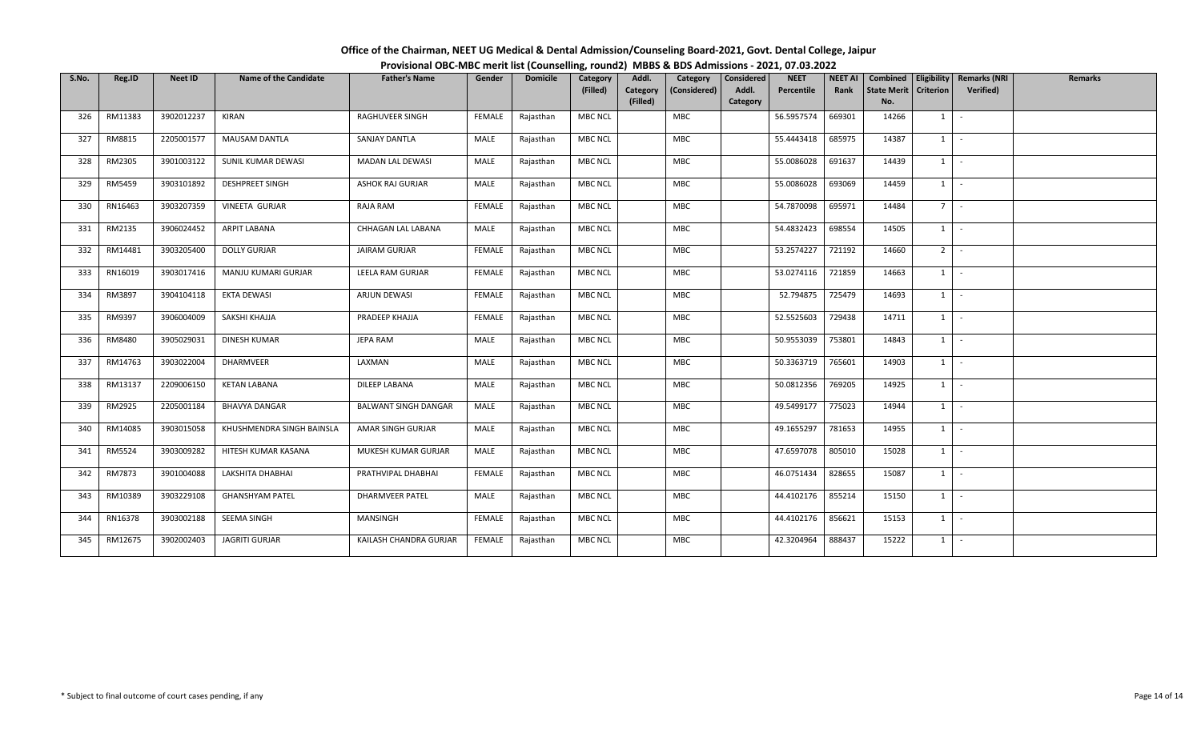**Office of the Chairman, NEET UG Medical & Dental Admission/Counseling Board-2021, Govt. Dental College, Jaipur**

**Provisional OBC-MBC merit list (Counselling, round2) MBBS & BDS Admissions - 2021, 07.03.2022**

| S.No. | Reg.ID | Neet ID | Name of the Candidate | Father's Name | Gender | Domicile | Category (Filled) | Addl. Category (Filled) | Category (Considered) | Considered Addl. Category | NEET Percentile | NEET AI Rank | Combined State Merit No. | Eligibility Criterion | Remarks (NRI Verified) | Remarks |
|---|---|---|---|---|---|---|---|---|---|---|---|---|---|---|---|---|
| 326 | RM11383 | 3902012237 | KIRAN | RAGHUVEER SINGH | FEMALE | Rajasthan | MBC NCL | | MBC | | 56.5957574 | 669301 | 14266 | 1 | - | |
| 327 | RM8815 | 2205001577 | MAUSAM DANTLA | SANJAY DANTLA | MALE | Rajasthan | MBC NCL | | MBC | | 55.4443418 | 685975 | 14387 | 1 | - | |
| 328 | RM2305 | 3901003122 | SUNIL KUMAR DEWASI | MADAN LAL DEWASI | MALE | Rajasthan | MBC NCL | | MBC | | 55.0086028 | 691637 | 14439 | 1 | - | |
| 329 | RM5459 | 3903101892 | DESHPREET SINGH | ASHOK RAJ GURJAR | MALE | Rajasthan | MBC NCL | | MBC | | 55.0086028 | 693069 | 14459 | 1 | - | |
| 330 | RN16463 | 3903207359 | VINEETA GURJAR | RAJA RAM | FEMALE | Rajasthan | MBC NCL | | MBC | | 54.7870098 | 695971 | 14484 | 7 | - | |
| 331 | RM2135 | 3906024452 | ARPIT LABANA | CHHAGAN LAL LABANA | MALE | Rajasthan | MBC NCL | | MBC | | 54.4832423 | 698554 | 14505 | 1 | - | |
| 332 | RM14481 | 3903205400 | DOLLY GURJAR | JAIRAM GURJAR | FEMALE | Rajasthan | MBC NCL | | MBC | | 53.2574227 | 721192 | 14660 | 2 | - | |
| 333 | RN16019 | 3903017416 | MANJU KUMARI GURJAR | LEELA RAM GURJAR | FEMALE | Rajasthan | MBC NCL | | MBC | | 53.0274116 | 721859 | 14663 | 1 | - | |
| 334 | RM3897 | 3904104118 | EKTA DEWASI | ARJUN DEWASI | FEMALE | Rajasthan | MBC NCL | | MBC | | 52.794875 | 725479 | 14693 | 1 | - | |
| 335 | RM9397 | 3906004009 | SAKSHI KHAJJA | PRADEEP KHAJJA | FEMALE | Rajasthan | MBC NCL | | MBC | | 52.5525603 | 729438 | 14711 | 1 | - | |
| 336 | RM8480 | 3905029031 | DINESH KUMAR | JEPA RAM | MALE | Rajasthan | MBC NCL | | MBC | | 50.9553039 | 753801 | 14843 | 1 | - | |
| 337 | RM14763 | 3903022004 | DHARMVEER | LAXMAN | MALE | Rajasthan | MBC NCL | | MBC | | 50.3363719 | 765601 | 14903 | 1 | - | |
| 338 | RM13137 | 2209006150 | KETAN LABANA | DILEEP LABANA | MALE | Rajasthan | MBC NCL | | MBC | | 50.0812356 | 769205 | 14925 | 1 | - | |
| 339 | RM2925 | 2205001184 | BHAVYA DANGAR | BALWANT SINGH DANGAR | MALE | Rajasthan | MBC NCL | | MBC | | 49.5499177 | 775023 | 14944 | 1 | - | |
| 340 | RM14085 | 3903015058 | KHUSHMENDRA SINGH BAINSLA | AMAR SINGH GURJAR | MALE | Rajasthan | MBC NCL | | MBC | | 49.1655297 | 781653 | 14955 | 1 | - | |
| 341 | RM5524 | 3903009282 | HITESH KUMAR KASANA | MUKESH KUMAR GURJAR | MALE | Rajasthan | MBC NCL | | MBC | | 47.6597078 | 805010 | 15028 | 1 | - | |
| 342 | RM7873 | 3901004088 | LAKSHITA DHABHAI | PRATHVIPAL DHABHAI | FEMALE | Rajasthan | MBC NCL | | MBC | | 46.0751434 | 828655 | 15087 | 1 | - | |
| 343 | RM10389 | 3903229108 | GHANSHYAM PATEL | DHARMVEER PATEL | MALE | Rajasthan | MBC NCL | | MBC | | 44.4102176 | 855214 | 15150 | 1 | - | |
| 344 | RN16378 | 3903002188 | SEEMA SINGH | MANSINGH | FEMALE | Rajasthan | MBC NCL | | MBC | | 44.4102176 | 856621 | 15153 | 1 | - | |
| 345 | RM12675 | 3902002403 | JAGRITI GURJAR | KAILASH CHANDRA GURJAR | FEMALE | Rajasthan | MBC NCL | | MBC | | 42.3204964 | 888437 | 15222 | 1 | - | |

\* Subject to final outcome of court cases pending, if any